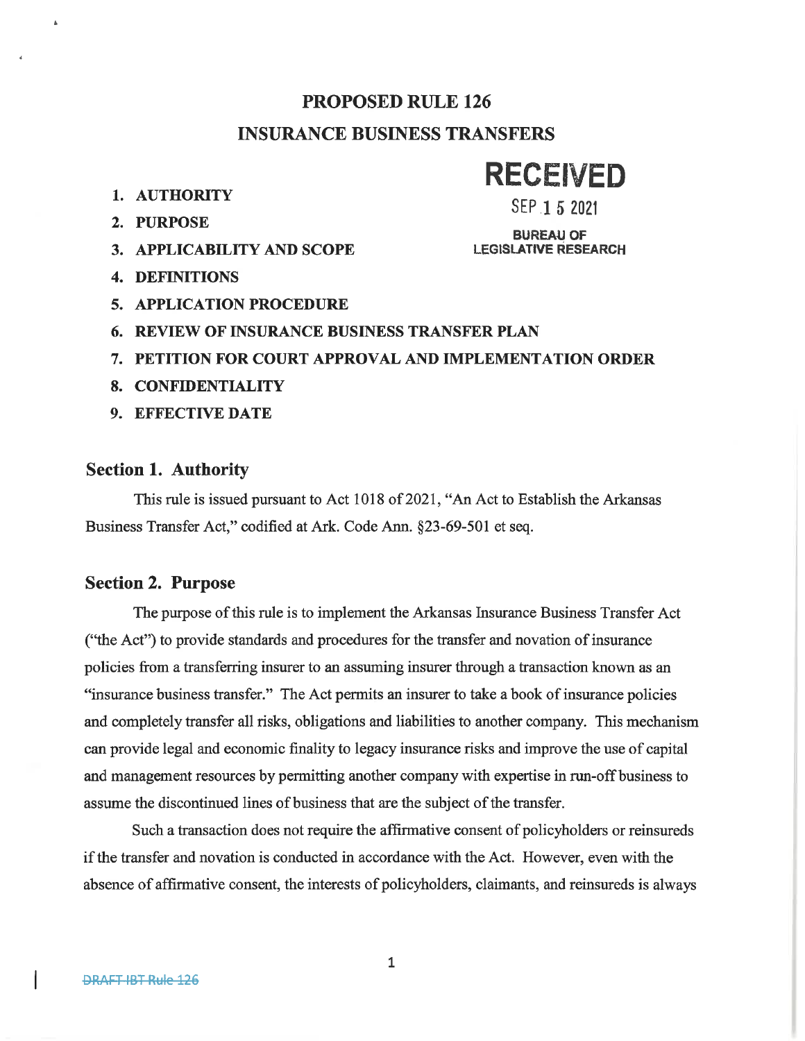# PROPOSED RULE 126

# INSURANCE BUSINESS TRANSFERS

RECEIVED

SEP 15 2021

BUREAU OF LEGISLATIVE RESEARCH

1. **AUTHORITY**
2. **PURPOSE**
3. **APPLICABILITY AND SCOPE**
4. **DEFINITIONS**
5. **APPLICATION PROCEDURE**
6. **REVIEW OF INSURANCE BUSINESS TRANSFER PLAN**
7. **PETITION FOR COURT APPROVAL AND IMPLEMENTATION ORDER**
8. **CONFIDENTIALITY**
9. **EFFECTIVE DATE**

## Section 1. Authority

This rule is issued pursuant to Act 1018 of 2021, "An Act to Establish the Arkansas Business Transfer Act," codified at Ark. Code Ann. §23-69-501 et seq.

## Section 2. Purpose

The purpose of this rule is to implement the Arkansas Insurance Business Transfer Act ("the Act") to provide standards and procedures for the transfer and novation of insurance policies from a transferring insurer to an assuming insurer through a transaction known as an "insurance business transfer." The Act permits an insurer to take a book of insurance policies and completely transfer all risks, obligations and liabilities to another company. This mechanism can provide legal and economic finality to legacy insurance risks and improve the use of capital and management resources by permitting another company with expertise in run-off business to assume the discontinued lines of business that are the subject of the transfer.

Such a transaction does not require the affirmative consent of policyholders or reinsureds if the transfer and novation is conducted in accordance with the Act. However, even with the absence of affirmative consent, the interests of policyholders, claimants, and reinsureds is always

DRAFT IBT Rule 126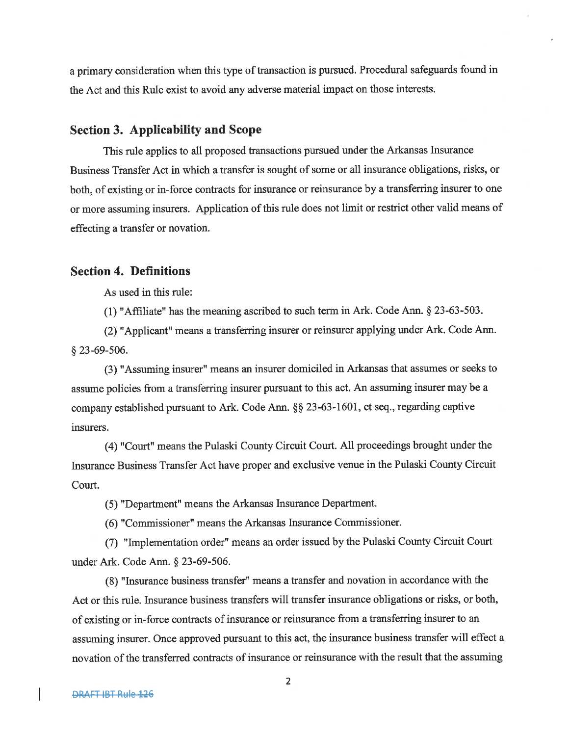a primary consideration when this type of transaction is pursued. Procedural safeguards found in the Act and this Rule exist to avoid any adverse material impact on those interests.

## Section 3. Applicability and Scope

This rule applies to all proposed transactions pursued under the Arkansas Insurance Business Transfer Act in which a transfer is sought of some or all insurance obligations, risks, or both, of existing or in-force contracts for insurance or reinsurance by a transferring insurer to one or more assuming insurers. Application of this rule does not limit or restrict other valid means of effecting a transfer or novation.

## Section 4. Definitions

As used in this rule:

(1) "Affiliate" has the meaning ascribed to such term in Ark. Code Ann. § 23-63-503.

(2) "Applicant" means a transferring insurer or reinsurer applying under Ark. Code Ann. § 23-69-506.

(3) "Assuming insurer" means an insurer domiciled in Arkansas that assumes or seeks to assume policies from a transferring insurer pursuant to this act. An assuming insurer may be a company established pursuant to Ark. Code Ann. §§ 23-63-1601, et seq., regarding captive insurers.

(4) "Court" means the Pulaski County Circuit Court. All proceedings brought under the Insurance Business Transfer Act have proper and exclusive venue in the Pulaski County Circuit Court.

(5) "Department" means the Arkansas Insurance Department.

(6) "Commissioner" means the Arkansas Insurance Commissioner.

(7) "Implementation order" means an order issued by the Pulaski County Circuit Court under Ark. Code Ann. § 23-69-506.

(8) "Insurance business transfer" means a transfer and novation in accordance with the Act or this rule. Insurance business transfers will transfer insurance obligations or risks, or both, of existing or in-force contracts of insurance or reinsurance from a transferring insurer to an assuming insurer. Once approved pursuant to this act, the insurance business transfer will effect a novation of the transferred contracts of insurance or reinsurance with the result that the assuming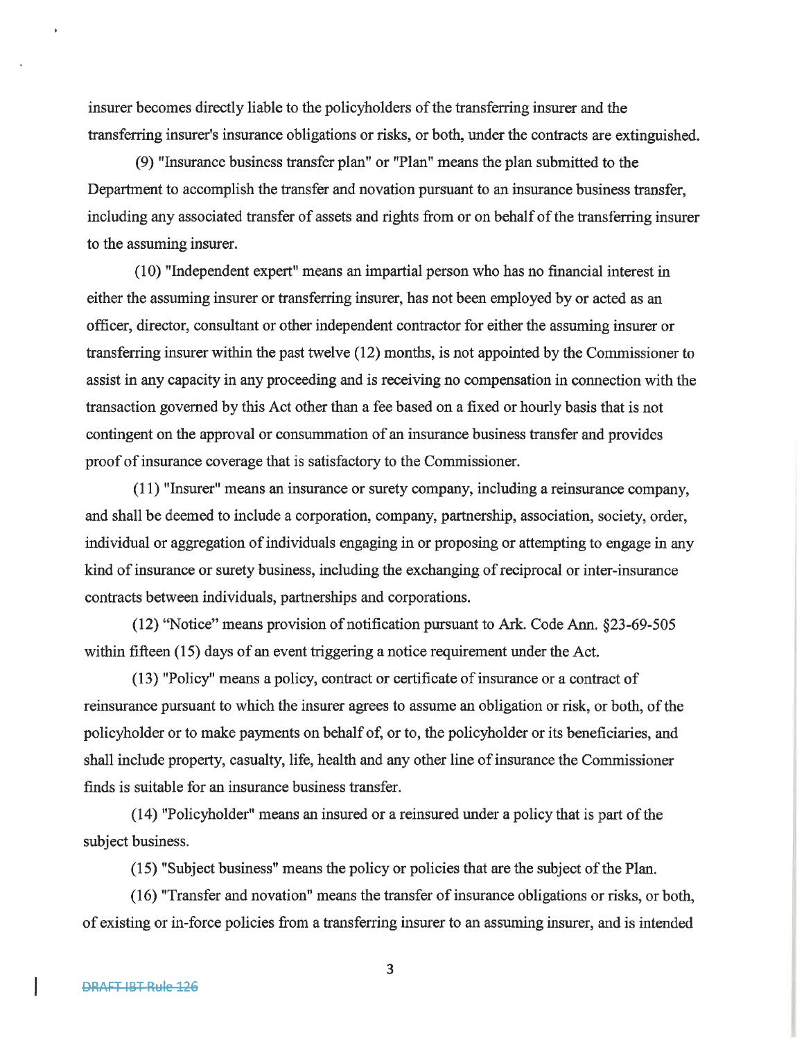insurer becomes directly liable to the policyholders of the transferring insurer and the transferring insurer's insurance obligations or risks, or both, under the contracts are extinguished.

(9) "Insurance business transfer plan" or "Plan" means the plan submitted to the Department to accomplish the transfer and novation pursuant to an insurance business transfer, including any associated transfer of assets and rights from or on behalf of the transferring insurer to the assuming insurer.

(10) "Independent expert" means an impartial person who has no financial interest in either the assuming insurer or transferring insurer, has not been employed by or acted as an officer, director, consultant or other independent contractor for either the assuming insurer or transferring insurer within the past twelve (12) months, is not appointed by the Commissioner to assist in any capacity in any proceeding and is receiving no compensation in connection with the transaction governed by this Act other than a fee based on a fixed or hourly basis that is not contingent on the approval or consummation of an insurance business transfer and provides proof of insurance coverage that is satisfactory to the Commissioner.

(11) "Insurer" means an insurance or surety company, including a reinsurance company, and shall be deemed to include a corporation, company, partnership, association, society, order, individual or aggregation of individuals engaging in or proposing or attempting to engage in any kind of insurance or surety business, including the exchanging of reciprocal or inter-insurance contracts between individuals, partnerships and corporations.

(12) "Notice" means provision of notification pursuant to Ark. Code Ann. §23-69-505 within fifteen (15) days of an event triggering a notice requirement under the Act.

(13) "Policy" means a policy, contract or certificate of insurance or a contract of reinsurance pursuant to which the insurer agrees to assume an obligation or risk, or both, of the policyholder or to make payments on behalf of, or to, the policyholder or its beneficiaries, and shall include property, casualty, life, health and any other line of insurance the Commissioner finds is suitable for an insurance business transfer.

(14) "Policyholder" means an insured or a reinsured under a policy that is part of the subject business.

(15) "Subject business" means the policy or policies that are the subject of the Plan.

(16) "Transfer and novation" means the transfer of insurance obligations or risks, or both, of existing or in-force policies from a transferring insurer to an assuming insurer, and is intended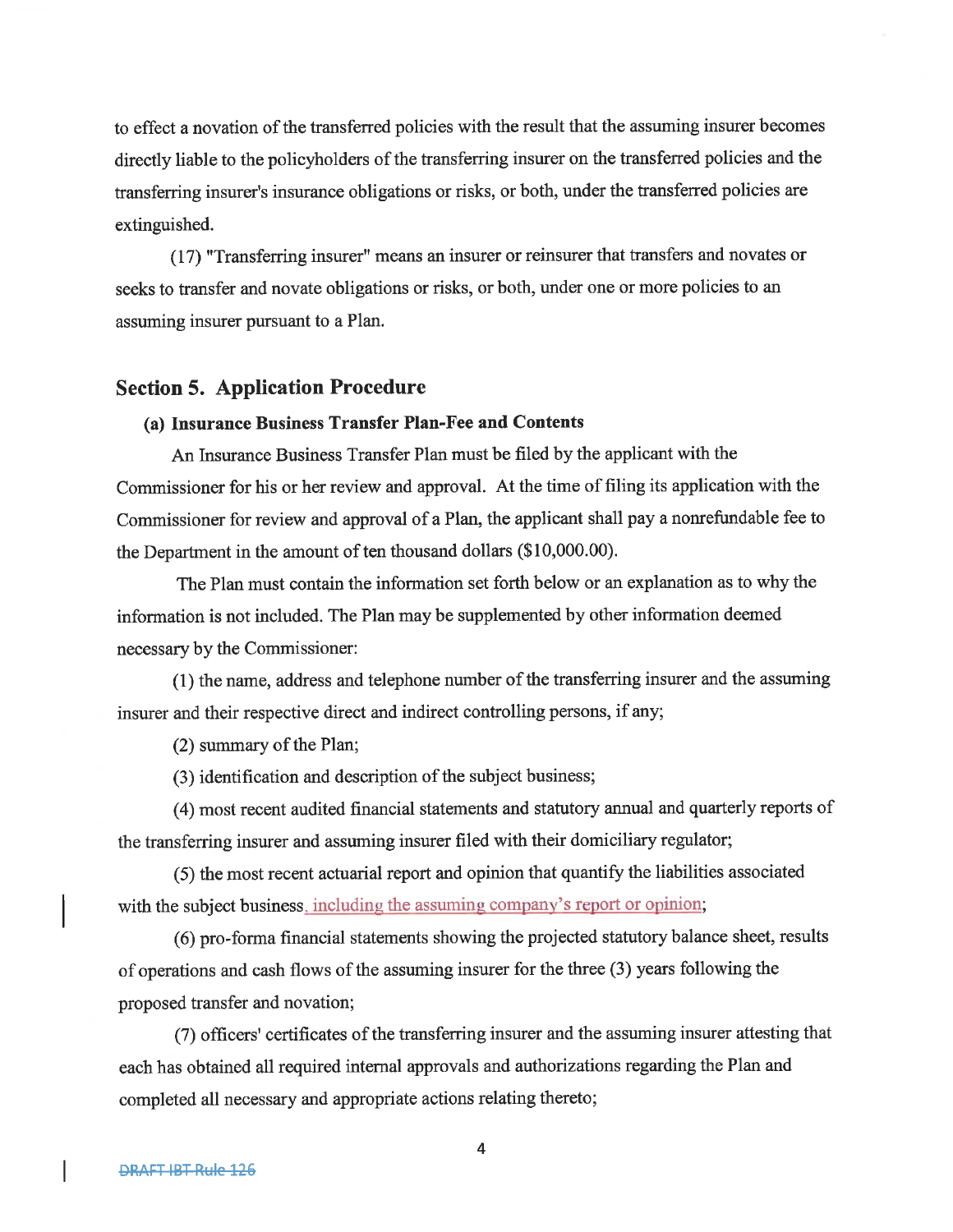to effect a novation of the transferred policies with the result that the assuming insurer becomes directly liable to the policyholders of the transferring insurer on the transferred policies and the transferring insurer's insurance obligations or risks, or both, under the transferred policies are extinguished.

(17) "Transferring insurer" means an insurer or reinsurer that transfers and novates or seeks to transfer and novate obligations or risks, or both, under one or more policies to an assuming insurer pursuant to a Plan.

## Section 5. Application Procedure

### (a) Insurance Business Transfer Plan-Fee and Contents

An Insurance Business Transfer Plan must be filed by the applicant with the Commissioner for his or her review and approval. At the time of filing its application with the Commissioner for review and approval of a Plan, the applicant shall pay a nonrefundable fee to the Department in the amount of ten thousand dollars ($10,000.00).

The Plan must contain the information set forth below or an explanation as to why the information is not included. The Plan may be supplemented by other information deemed necessary by the Commissioner:

(1) the name, address and telephone number of the transferring insurer and the assuming insurer and their respective direct and indirect controlling persons, if any;

(2) summary of the Plan;

(3) identification and description of the subject business;

(4) most recent audited financial statements and statutory annual and quarterly reports of the transferring insurer and assuming insurer filed with their domiciliary regulator;

(5) the most recent actuarial report and opinion that quantify the liabilities associated with the subject business, including the assuming company's report or opinion;

(6) pro-forma financial statements showing the projected statutory balance sheet, results of operations and cash flows of the assuming insurer for the three (3) years following the proposed transfer and novation;

(7) officers' certificates of the transferring insurer and the assuming insurer attesting that each has obtained all required internal approvals and authorizations regarding the Plan and completed all necessary and appropriate actions relating thereto;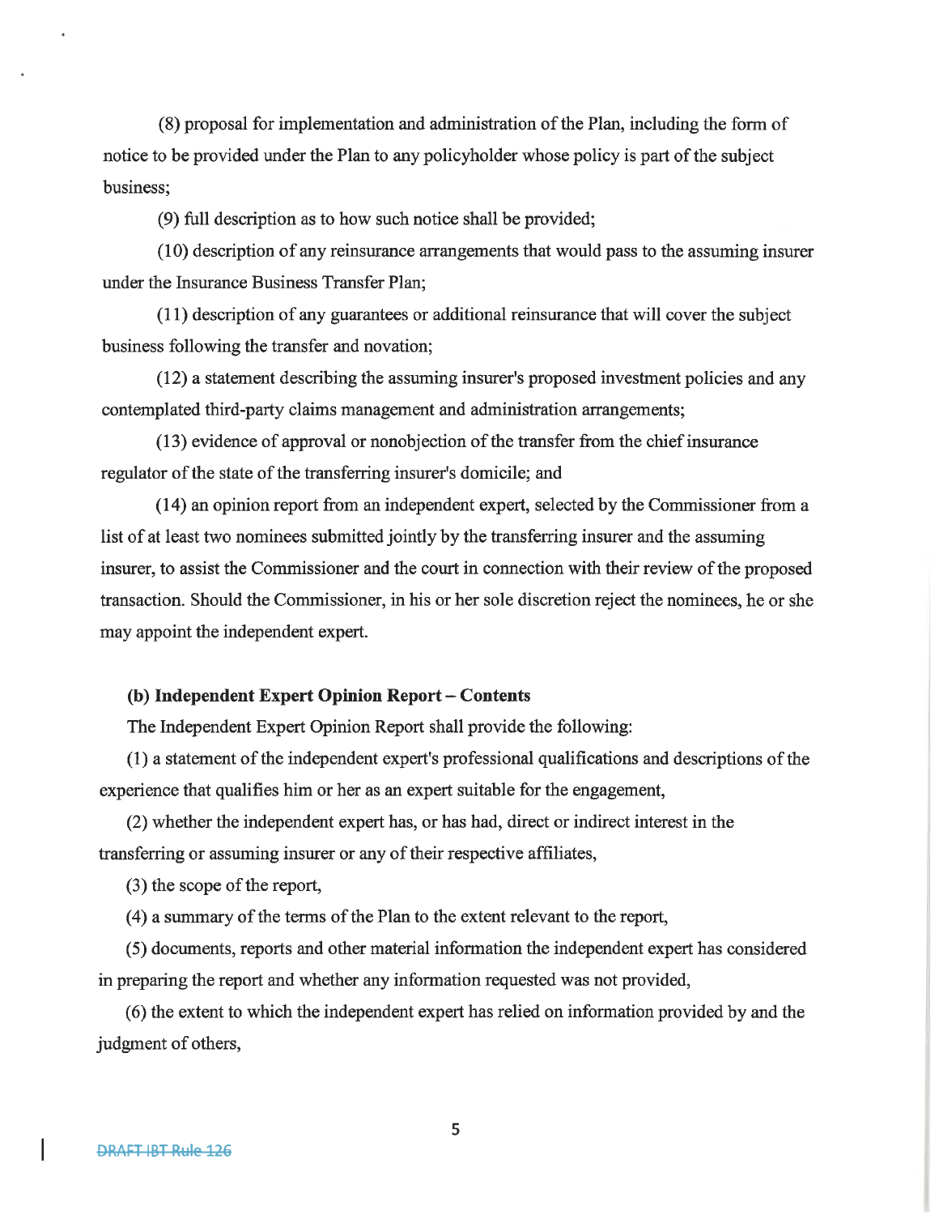(8) proposal for implementation and administration of the Plan, including the form of notice to be provided under the Plan to any policyholder whose policy is part of the subject business;

(9) full description as to how such notice shall be provided;

(10) description of any reinsurance arrangements that would pass to the assuming insurer under the Insurance Business Transfer Plan;

(11) description of any guarantees or additional reinsurance that will cover the subject business following the transfer and novation;

(12) a statement describing the assuming insurer's proposed investment policies and any contemplated third-party claims management and administration arrangements;

(13) evidence of approval or nonobjection of the transfer from the chief insurance regulator of the state of the transferring insurer's domicile; and

(14) an opinion report from an independent expert, selected by the Commissioner from a list of at least two nominees submitted jointly by the transferring insurer and the assuming insurer, to assist the Commissioner and the court in connection with their review of the proposed transaction. Should the Commissioner, in his or her sole discretion reject the nominees, he or she may appoint the independent expert.

**(b) Independent Expert Opinion Report – Contents**

The Independent Expert Opinion Report shall provide the following:

(1) a statement of the independent expert's professional qualifications and descriptions of the experience that qualifies him or her as an expert suitable for the engagement,

(2) whether the independent expert has, or has had, direct or indirect interest in the transferring or assuming insurer or any of their respective affiliates,

(3) the scope of the report,

(4) a summary of the terms of the Plan to the extent relevant to the report,

(5) documents, reports and other material information the independent expert has considered in preparing the report and whether any information requested was not provided,

(6) the extent to which the independent expert has relied on information provided by and the judgment of others,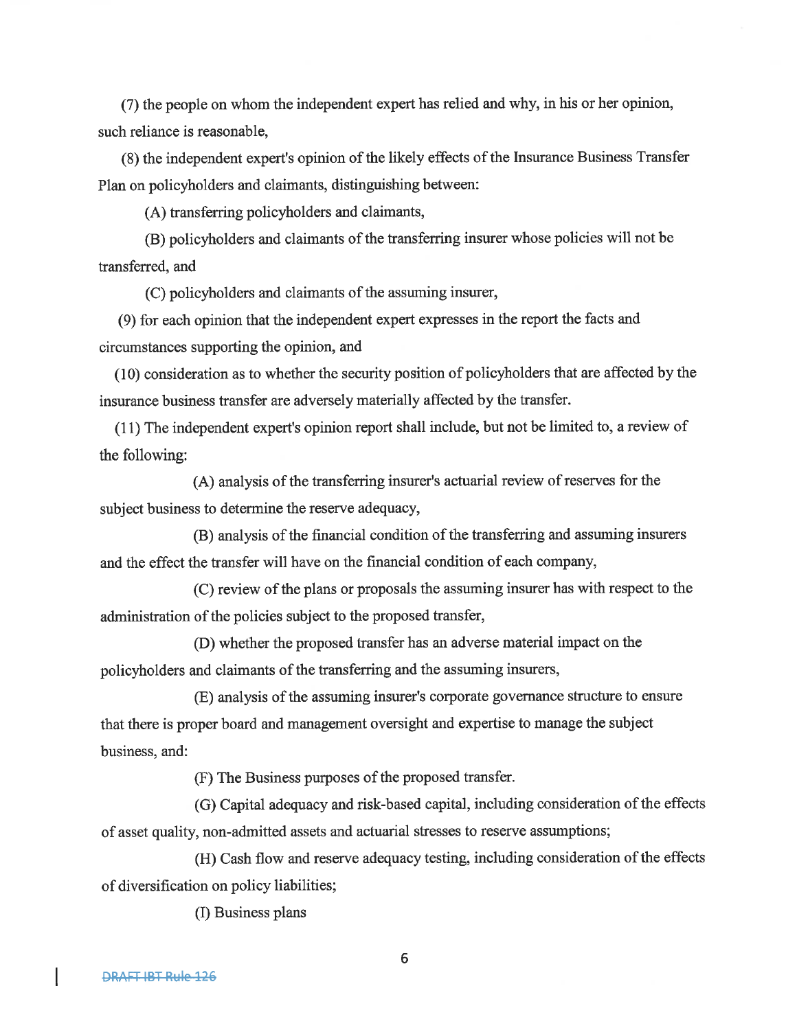(7) the people on whom the independent expert has relied and why, in his or her opinion, such reliance is reasonable,

(8) the independent expert's opinion of the likely effects of the Insurance Business Transfer Plan on policyholders and claimants, distinguishing between:

(A) transferring policyholders and claimants,

(B) policyholders and claimants of the transferring insurer whose policies will not be transferred, and

(C) policyholders and claimants of the assuming insurer,

(9) for each opinion that the independent expert expresses in the report the facts and circumstances supporting the opinion, and

(10) consideration as to whether the security position of policyholders that are affected by the insurance business transfer are adversely materially affected by the transfer.

(11) The independent expert's opinion report shall include, but not be limited to, a review of the following:

(A) analysis of the transferring insurer's actuarial review of reserves for the subject business to determine the reserve adequacy,

(B) analysis of the financial condition of the transferring and assuming insurers and the effect the transfer will have on the financial condition of each company,

(C) review of the plans or proposals the assuming insurer has with respect to the administration of the policies subject to the proposed transfer,

(D) whether the proposed transfer has an adverse material impact on the policyholders and claimants of the transferring and the assuming insurers,

(E) analysis of the assuming insurer's corporate governance structure to ensure that there is proper board and management oversight and expertise to manage the subject business, and:

(F) The Business purposes of the proposed transfer.

(G) Capital adequacy and risk-based capital, including consideration of the effects of asset quality, non-admitted assets and actuarial stresses to reserve assumptions;

(H) Cash flow and reserve adequacy testing, including consideration of the effects of diversification on policy liabilities;

(I) Business plans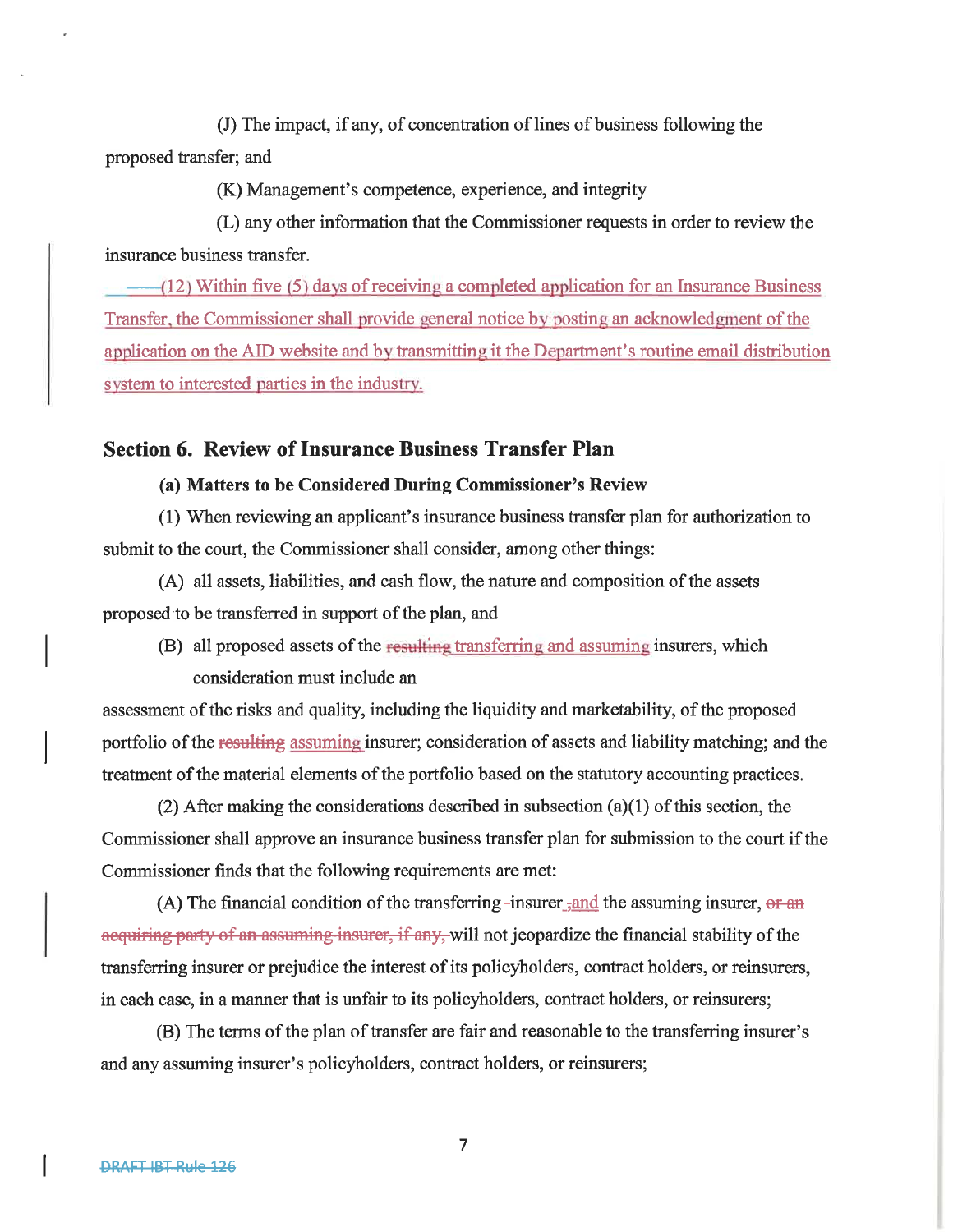(J) The impact, if any, of concentration of lines of business following the proposed transfer; and

(K) Management's competence, experience, and integrity

(L) any other information that the Commissioner requests in order to review the insurance business transfer.

(12) Within five (5) days of receiving a completed application for an Insurance Business Transfer, the Commissioner shall provide general notice by posting an acknowledgment of the application on the AID website and by transmitting it the Department's routine email distribution system to interested parties in the industry.

## Section 6. Review of Insurance Business Transfer Plan

### (a) Matters to be Considered During Commissioner's Review

(1) When reviewing an applicant's insurance business transfer plan for authorization to submit to the court, the Commissioner shall consider, among other things:

(A) all assets, liabilities, and cash flow, the nature and composition of the assets proposed to be transferred in support of the plan, and

(B) all proposed assets of the ~~resulting~~ transferring and assuming insurers, which consideration must include an assessment of the risks and quality, including the liquidity and marketability, of the proposed portfolio of the ~~resulting~~ assuming insurer; consideration of assets and liability matching; and the treatment of the material elements of the portfolio based on the statutory accounting practices.

(2) After making the considerations described in subsection (a)(1) of this section, the Commissioner shall approve an insurance business transfer plan for submission to the court if the Commissioner finds that the following requirements are met:

(A) The financial condition of the transferring insurer~~,~~ and the assuming insurer, ~~or an acquiring party of an assuming insurer, if any,~~ will not jeopardize the financial stability of the transferring insurer or prejudice the interest of its policyholders, contract holders, or reinsurers, in each case, in a manner that is unfair to its policyholders, contract holders, or reinsurers;

(B) The terms of the plan of transfer are fair and reasonable to the transferring insurer's and any assuming insurer's policyholders, contract holders, or reinsurers;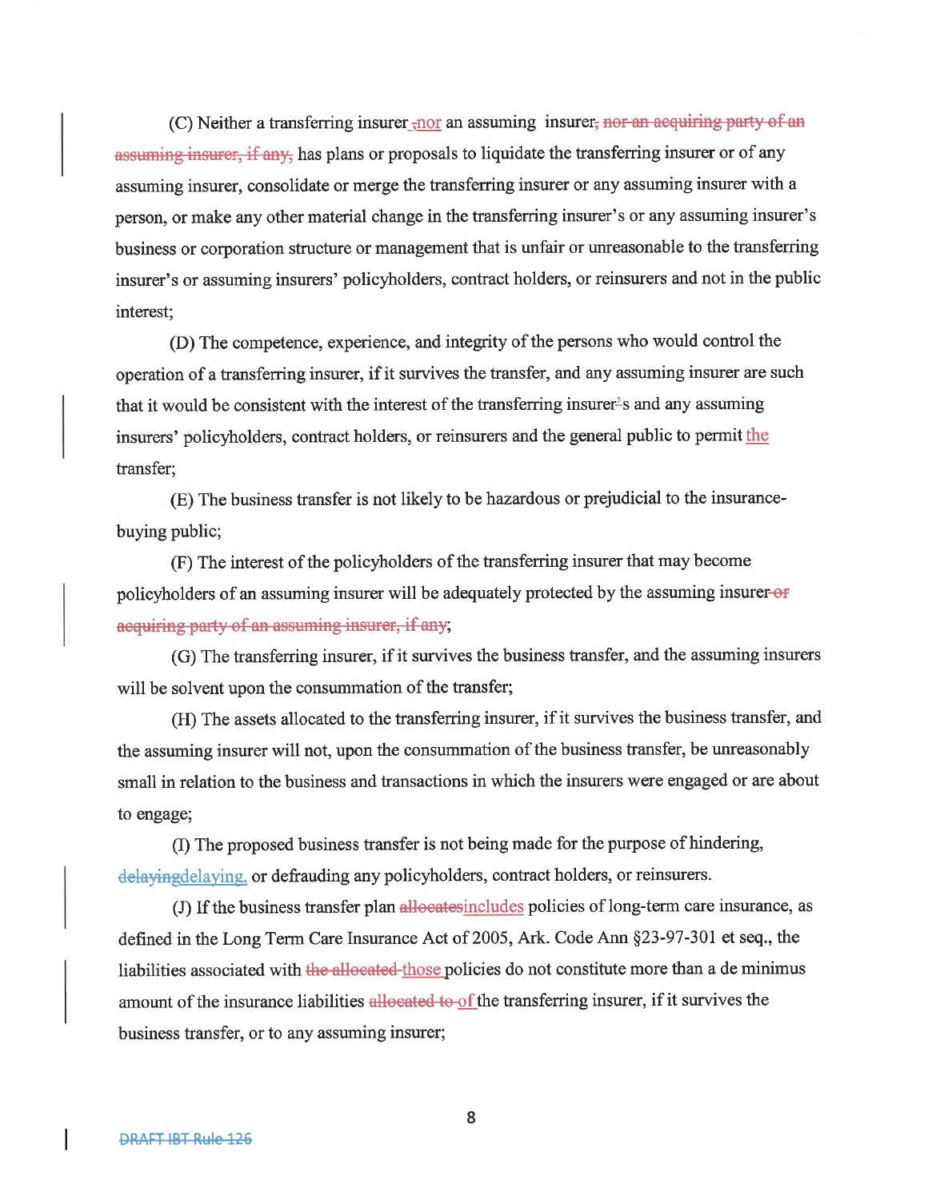(C) Neither a transferring insurer ~~,~~nor an assuming insurer~~, nor an acquiring party of an assuming insurer, if any,~~ has plans or proposals to liquidate the transferring insurer or of any assuming insurer, consolidate or merge the transferring insurer or any assuming insurer with a person, or make any other material change in the transferring insurer's or any assuming insurer's business or corporation structure or management that is unfair or unreasonable to the transferring insurer's or assuming insurers' policyholders, contract holders, or reinsurers and not in the public interest;

(D) The competence, experience, and integrity of the persons who would control the operation of a transferring insurer, if it survives the transfer, and any assuming insurer are such that it would be consistent with the interest of the transferring insurer~~'~~s and any assuming insurers' policyholders, contract holders, or reinsurers and the general public to permit the transfer;

(E) The business transfer is not likely to be hazardous or prejudicial to the insurance-buying public;

(F) The interest of the policyholders of the transferring insurer that may become policyholders of an assuming insurer will be adequately protected by the assuming insurer~~or acquiring party of an assuming insurer, if any~~;

(G) The transferring insurer, if it survives the business transfer, and the assuming insurers will be solvent upon the consummation of the transfer;

(H) The assets allocated to the transferring insurer, if it survives the business transfer, and the assuming insurer will not, upon the consummation of the business transfer, be unreasonably small in relation to the business and transactions in which the insurers were engaged or are about to engage;

(I) The proposed business transfer is not being made for the purpose of hindering, ~~delaying~~delaying, or defrauding any policyholders, contract holders, or reinsurers.

(J) If the business transfer plan ~~allocates~~includes policies of long-term care insurance, as defined in the Long Term Care Insurance Act of 2005, Ark. Code Ann §23-97-301 et seq., the liabilities associated with ~~the allocated~~ those policies do not constitute more than a de minimus amount of the insurance liabilities ~~allocated to~~ of the transferring insurer, if it survives the business transfer, or to any assuming insurer;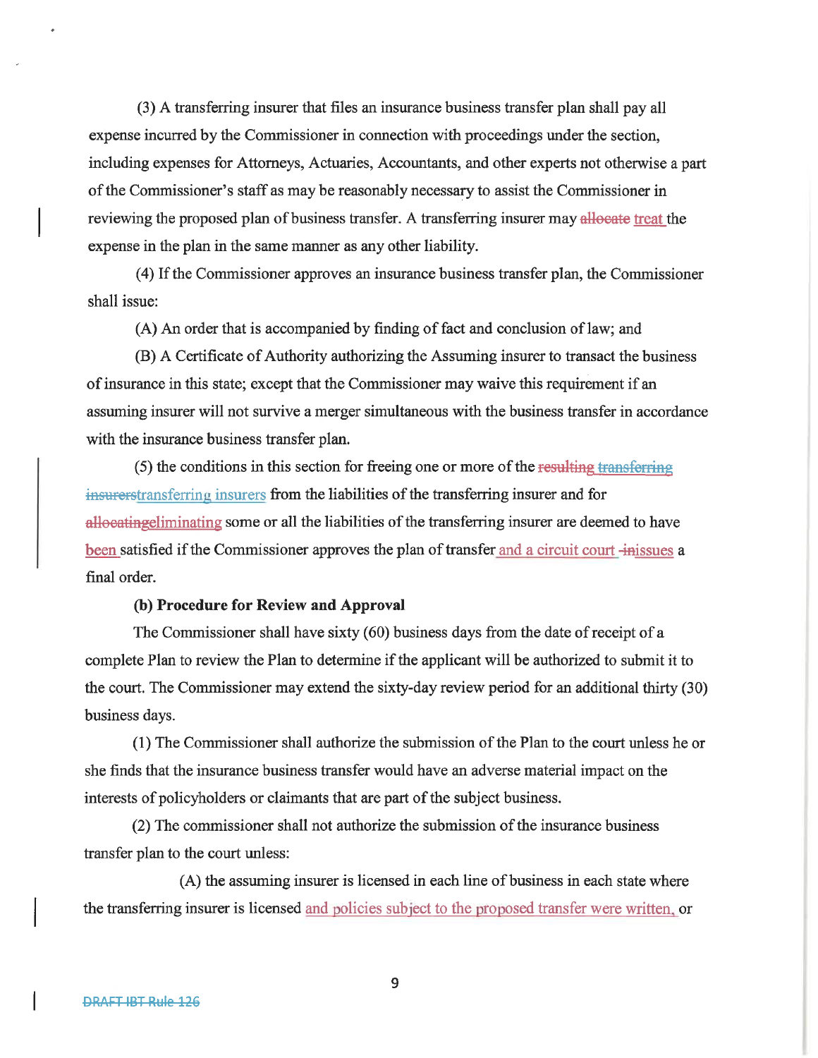(3) A transferring insurer that files an insurance business transfer plan shall pay all expense incurred by the Commissioner in connection with proceedings under the section, including expenses for Attorneys, Actuaries, Accountants, and other experts not otherwise a part of the Commissioner's staff as may be reasonably necessary to assist the Commissioner in reviewing the proposed plan of business transfer. A transferring insurer may ~~allocate~~ treat the expense in the plan in the same manner as any other liability.

(4) If the Commissioner approves an insurance business transfer plan, the Commissioner shall issue:

(A) An order that is accompanied by finding of fact and conclusion of law; and

(B) A Certificate of Authority authorizing the Assuming insurer to transact the business of insurance in this state; except that the Commissioner may waive this requirement if an assuming insurer will not survive a merger simultaneous with the business transfer in accordance with the insurance business transfer plan.

(5) the conditions in this section for freeing one or more of the ~~resulting~~ ~~transferring~~ ~~insurers~~transferring insurers from the liabilities of the transferring insurer and for ~~allocating~~eliminating some or all the liabilities of the transferring insurer are deemed to have been satisfied if the Commissioner approves the plan of transfer and a circuit court ~~in~~issues a final order.

**(b) Procedure for Review and Approval**

The Commissioner shall have sixty (60) business days from the date of receipt of a complete Plan to review the Plan to determine if the applicant will be authorized to submit it to the court. The Commissioner may extend the sixty-day review period for an additional thirty (30) business days.

(1) The Commissioner shall authorize the submission of the Plan to the court unless he or she finds that the insurance business transfer would have an adverse material impact on the interests of policyholders or claimants that are part of the subject business.

(2) The commissioner shall not authorize the submission of the insurance business transfer plan to the court unless:

(A) the assuming insurer is licensed in each line of business in each state where the transferring insurer is licensed and policies subject to the proposed transfer were written, or

~~DRAFT IBT Rule 126~~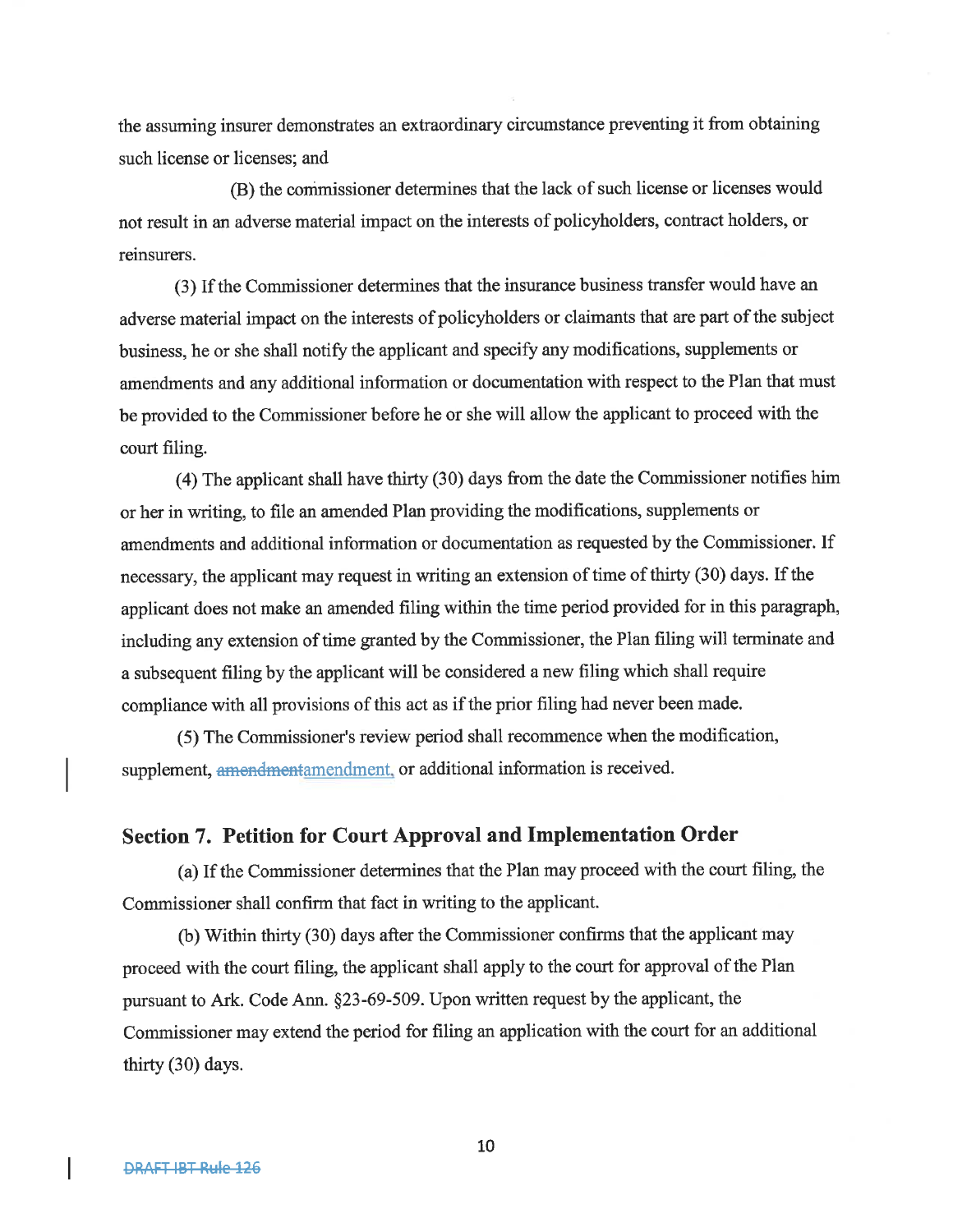the assuming insurer demonstrates an extraordinary circumstance preventing it from obtaining such license or licenses; and

(B) the commissioner determines that the lack of such license or licenses would not result in an adverse material impact on the interests of policyholders, contract holders, or reinsurers.

(3) If the Commissioner determines that the insurance business transfer would have an adverse material impact on the interests of policyholders or claimants that are part of the subject business, he or she shall notify the applicant and specify any modifications, supplements or amendments and any additional information or documentation with respect to the Plan that must be provided to the Commissioner before he or she will allow the applicant to proceed with the court filing.

(4) The applicant shall have thirty (30) days from the date the Commissioner notifies him or her in writing, to file an amended Plan providing the modifications, supplements or amendments and additional information or documentation as requested by the Commissioner. If necessary, the applicant may request in writing an extension of time of thirty (30) days. If the applicant does not make an amended filing within the time period provided for in this paragraph, including any extension of time granted by the Commissioner, the Plan filing will terminate and a subsequent filing by the applicant will be considered a new filing which shall require compliance with all provisions of this act as if the prior filing had never been made.

(5) The Commissioner's review period shall recommence when the modification, supplement, ~~amendment~~amendment, or additional information is received.

## Section 7. Petition for Court Approval and Implementation Order

(a) If the Commissioner determines that the Plan may proceed with the court filing, the Commissioner shall confirm that fact in writing to the applicant.

(b) Within thirty (30) days after the Commissioner confirms that the applicant may proceed with the court filing, the applicant shall apply to the court for approval of the Plan pursuant to Ark. Code Ann. §23-69-509. Upon written request by the applicant, the Commissioner may extend the period for filing an application with the court for an additional thirty (30) days.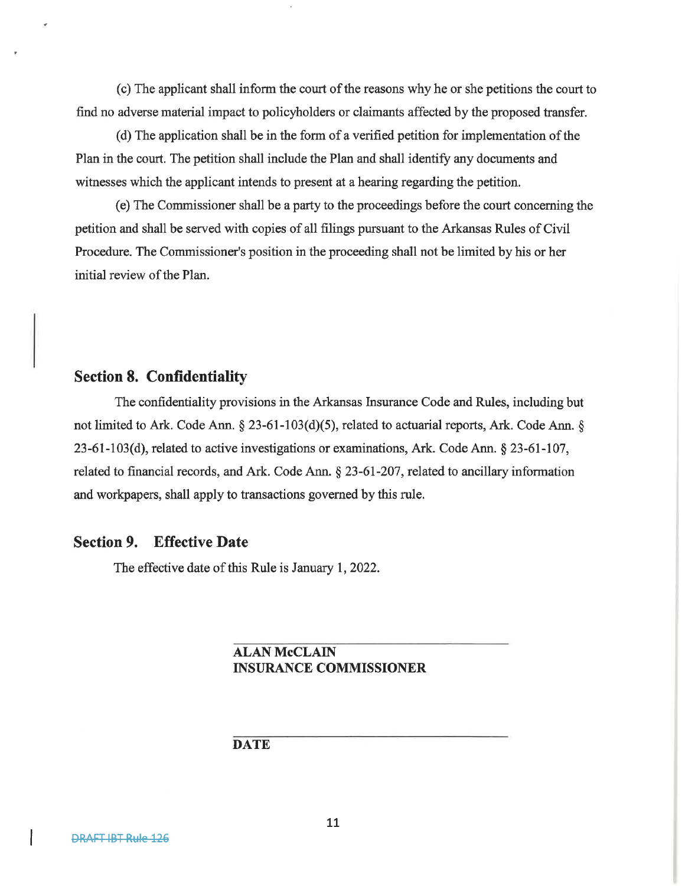(c) The applicant shall inform the court of the reasons why he or she petitions the court to find no adverse material impact to policyholders or claimants affected by the proposed transfer.

(d) The application shall be in the form of a verified petition for implementation of the Plan in the court. The petition shall include the Plan and shall identify any documents and witnesses which the applicant intends to present at a hearing regarding the petition.

(e) The Commissioner shall be a party to the proceedings before the court concerning the petition and shall be served with copies of all filings pursuant to the Arkansas Rules of Civil Procedure. The Commissioner's position in the proceeding shall not be limited by his or her initial review of the Plan.

## Section 8. Confidentiality

The confidentiality provisions in the Arkansas Insurance Code and Rules, including but not limited to Ark. Code Ann. § 23-61-103(d)(5), related to actuarial reports, Ark. Code Ann. § 23-61-103(d), related to active investigations or examinations, Ark. Code Ann. § 23-61-107, related to financial records, and Ark. Code Ann. § 23-61-207, related to ancillary information and workpapers, shall apply to transactions governed by this rule.

## Section 9. Effective Date

The effective date of this Rule is January 1, 2022.

**ALAN McCLAIN**
**INSURANCE COMMISSIONER**

**DATE**

~~DRAFT IBT Rule 126~~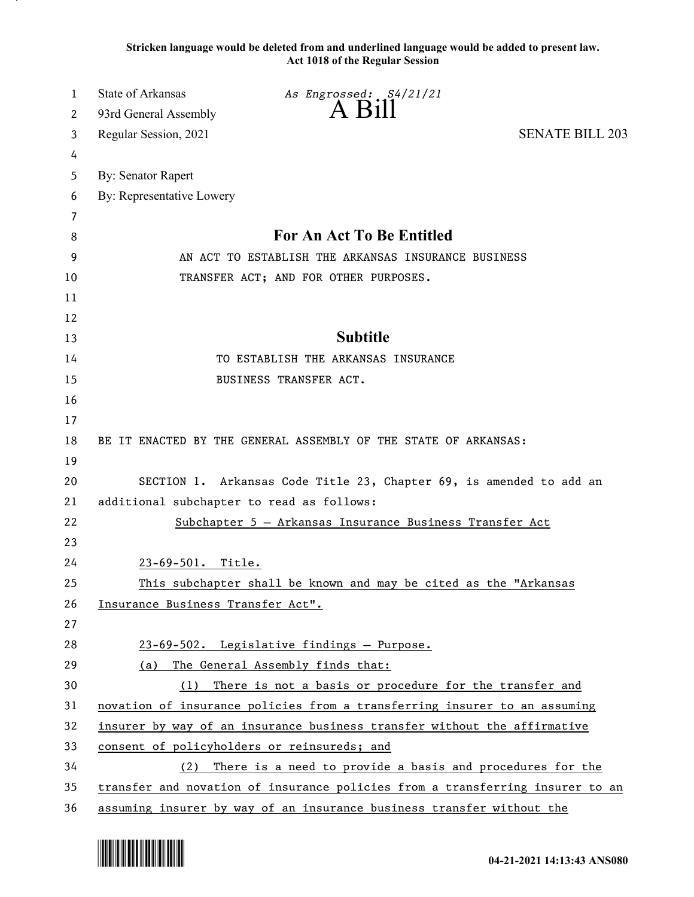**Stricken language would be deleted from and underlined language would be added to present law.**
**Act 1018 of the Regular Session**

State of Arkansas *As Engrossed: S4/21/21*
93rd General Assembly **A Bill**
Regular Session, 2021 SENATE BILL 203

By: Senator Rapert
By: Representative Lowery

## For An Act To Be Entitled

AN ACT TO ESTABLISH THE ARKANSAS INSURANCE BUSINESS TRANSFER ACT; AND FOR OTHER PURPOSES.

## Subtitle

TO ESTABLISH THE ARKANSAS INSURANCE BUSINESS TRANSFER ACT.

BE IT ENACTED BY THE GENERAL ASSEMBLY OF THE STATE OF ARKANSAS:

SECTION 1. Arkansas Code Title 23, Chapter 69, is amended to add an additional subchapter to read as follows:

Subchapter 5 — Arkansas Insurance Business Transfer Act

23-69-501. Title.

This subchapter shall be known and may be cited as the "Arkansas Insurance Business Transfer Act".

23-69-502. Legislative findings — Purpose.

(a) The General Assembly finds that:

(1) There is not a basis or procedure for the transfer and novation of insurance policies from a transferring insurer to an assuming insurer by way of an insurance business transfer without the affirmative consent of policyholders or reinsureds; and

(2) There is a need to provide a basis and procedures for the transfer and novation of insurance policies from a transferring insurer to an assuming insurer by way of an insurance business transfer without the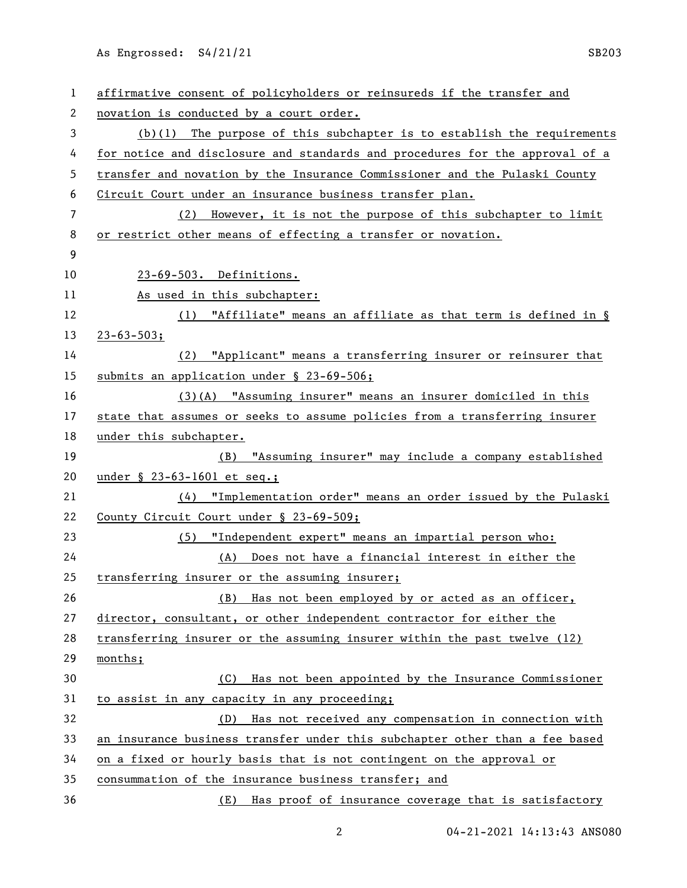affirmative consent of policyholders or reinsureds if the transfer and novation is conducted by a court order.

(b)(1) The purpose of this subchapter is to establish the requirements for notice and disclosure and standards and procedures for the approval of a transfer and novation by the Insurance Commissioner and the Pulaski County Circuit Court under an insurance business transfer plan.

(2) However, it is not the purpose of this subchapter to limit or restrict other means of effecting a transfer or novation.

23-69-503. Definitions.

As used in this subchapter:

(1) "Affiliate" means an affiliate as that term is defined in § 23-63-503;

(2) "Applicant" means a transferring insurer or reinsurer that submits an application under § 23-69-506;

(3)(A) "Assuming insurer" means an insurer domiciled in this state that assumes or seeks to assume policies from a transferring insurer under this subchapter.

(B) "Assuming insurer" may include a company established under § 23-63-1601 et seq.;

(4) "Implementation order" means an order issued by the Pulaski County Circuit Court under § 23-69-509;

(5) "Independent expert" means an impartial person who:

(A) Does not have a financial interest in either the transferring insurer or the assuming insurer;

(B) Has not been employed by or acted as an officer, director, consultant, or other independent contractor for either the transferring insurer or the assuming insurer within the past twelve (12) months;

(C) Has not been appointed by the Insurance Commissioner to assist in any capacity in any proceeding;

(D) Has not received any compensation in connection with an insurance business transfer under this subchapter other than a fee based on a fixed or hourly basis that is not contingent on the approval or consummation of the insurance business transfer; and

(E) Has proof of insurance coverage that is satisfactory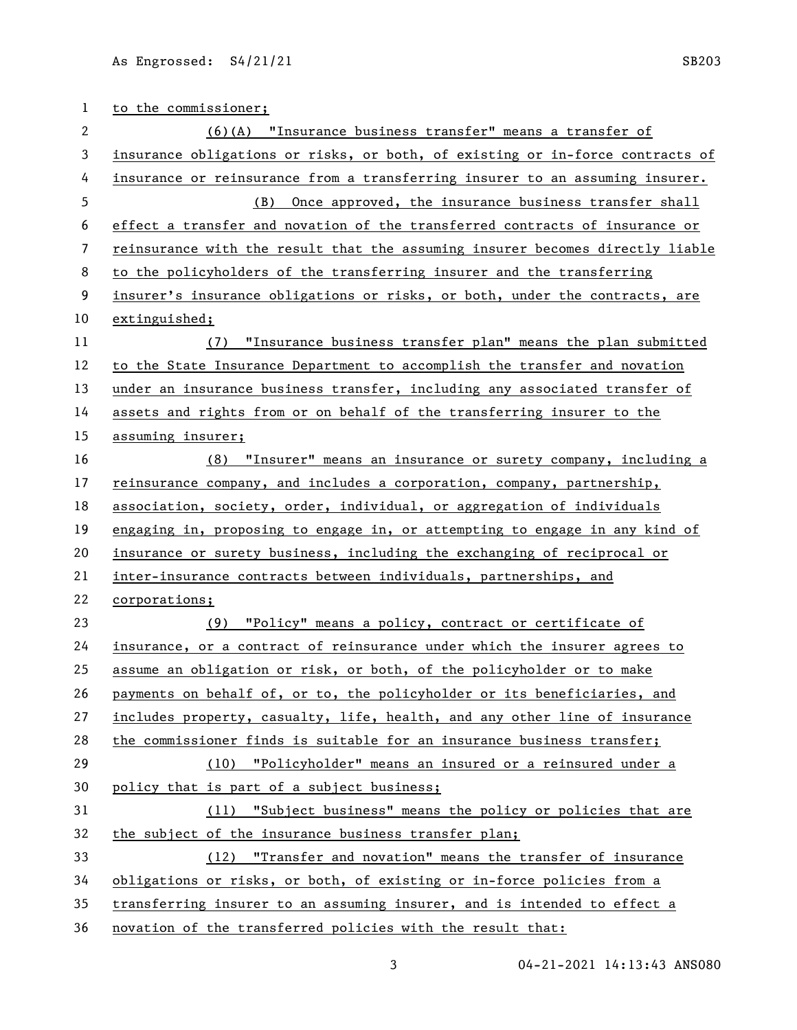to the commissioner;

(6)(A) "Insurance business transfer" means a transfer of insurance obligations or risks, or both, of existing or in-force contracts of insurance or reinsurance from a transferring insurer to an assuming insurer.

(B) Once approved, the insurance business transfer shall effect a transfer and novation of the transferred contracts of insurance or reinsurance with the result that the assuming insurer becomes directly liable to the policyholders of the transferring insurer and the transferring insurer's insurance obligations or risks, or both, under the contracts, are extinguished;

(7) "Insurance business transfer plan" means the plan submitted to the State Insurance Department to accomplish the transfer and novation under an insurance business transfer, including any associated transfer of assets and rights from or on behalf of the transferring insurer to the assuming insurer;

(8) "Insurer" means an insurance or surety company, including a reinsurance company, and includes a corporation, company, partnership, association, society, order, individual, or aggregation of individuals engaging in, proposing to engage in, or attempting to engage in any kind of insurance or surety business, including the exchanging of reciprocal or inter-insurance contracts between individuals, partnerships, and corporations;

(9) "Policy" means a policy, contract or certificate of insurance, or a contract of reinsurance under which the insurer agrees to assume an obligation or risk, or both, of the policyholder or to make payments on behalf of, or to, the policyholder or its beneficiaries, and includes property, casualty, life, health, and any other line of insurance the commissioner finds is suitable for an insurance business transfer;

(10) "Policyholder" means an insured or a reinsured under a policy that is part of a subject business;

(11) "Subject business" means the policy or policies that are the subject of the insurance business transfer plan;

(12) "Transfer and novation" means the transfer of insurance obligations or risks, or both, of existing or in-force policies from a transferring insurer to an assuming insurer, and is intended to effect a novation of the transferred policies with the result that: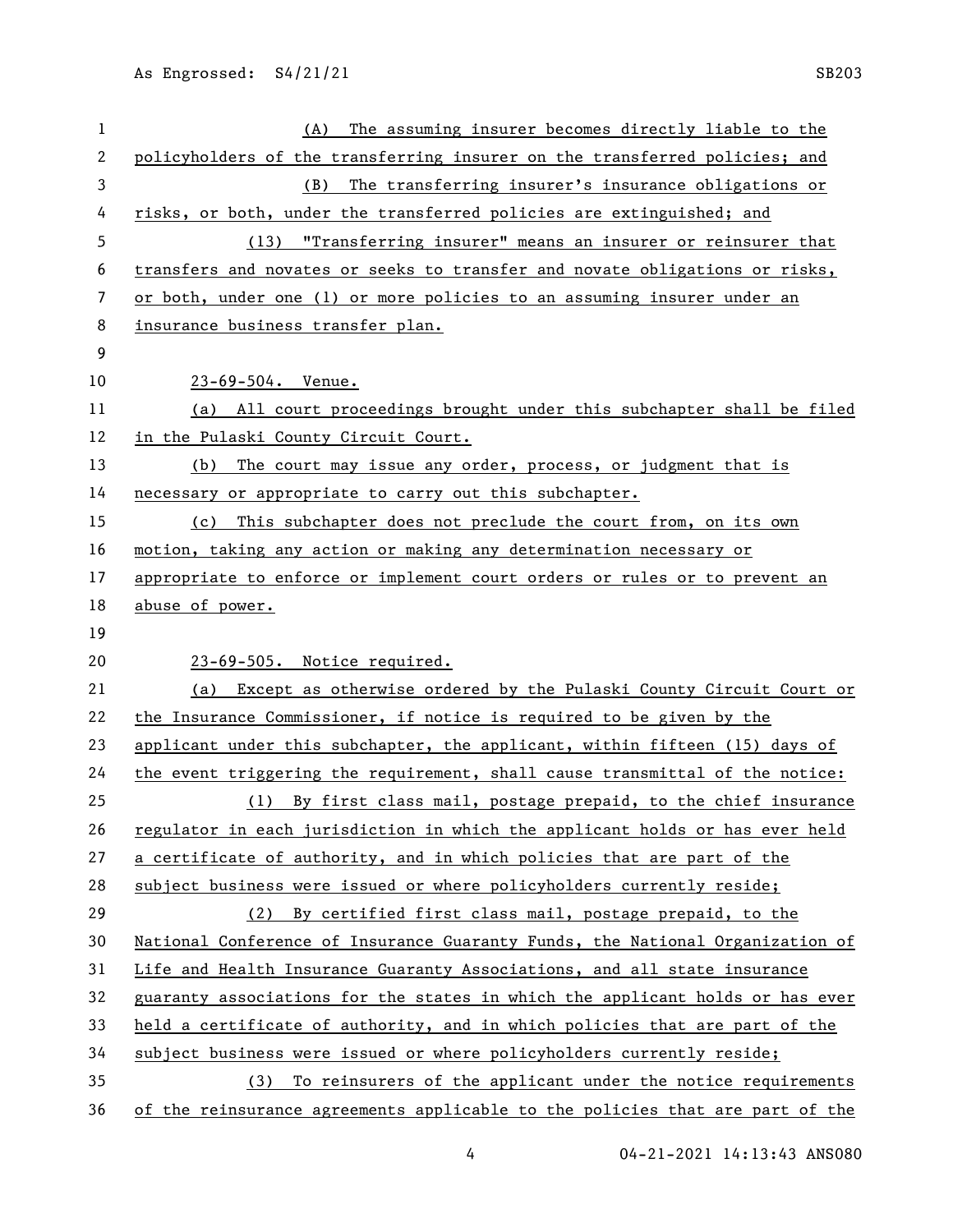(A) The assuming insurer becomes directly liable to the policyholders of the transferring insurer on the transferred policies; and

(B) The transferring insurer's insurance obligations or risks, or both, under the transferred policies are extinguished; and

(13) "Transferring insurer" means an insurer or reinsurer that transfers and novates or seeks to transfer and novate obligations or risks, or both, under one (1) or more policies to an assuming insurer under an insurance business transfer plan.

23-69-504. Venue.

(a) All court proceedings brought under this subchapter shall be filed in the Pulaski County Circuit Court.

(b) The court may issue any order, process, or judgment that is necessary or appropriate to carry out this subchapter.

(c) This subchapter does not preclude the court from, on its own motion, taking any action or making any determination necessary or appropriate to enforce or implement court orders or rules or to prevent an abuse of power.

23-69-505. Notice required.

(a) Except as otherwise ordered by the Pulaski County Circuit Court or the Insurance Commissioner, if notice is required to be given by the applicant under this subchapter, the applicant, within fifteen (15) days of the event triggering the requirement, shall cause transmittal of the notice:

(1) By first class mail, postage prepaid, to the chief insurance regulator in each jurisdiction in which the applicant holds or has ever held a certificate of authority, and in which policies that are part of the subject business were issued or where policyholders currently reside;

(2) By certified first class mail, postage prepaid, to the National Conference of Insurance Guaranty Funds, the National Organization of Life and Health Insurance Guaranty Associations, and all state insurance guaranty associations for the states in which the applicant holds or has ever held a certificate of authority, and in which policies that are part of the subject business were issued or where policyholders currently reside;

(3) To reinsurers of the applicant under the notice requirements of the reinsurance agreements applicable to the policies that are part of the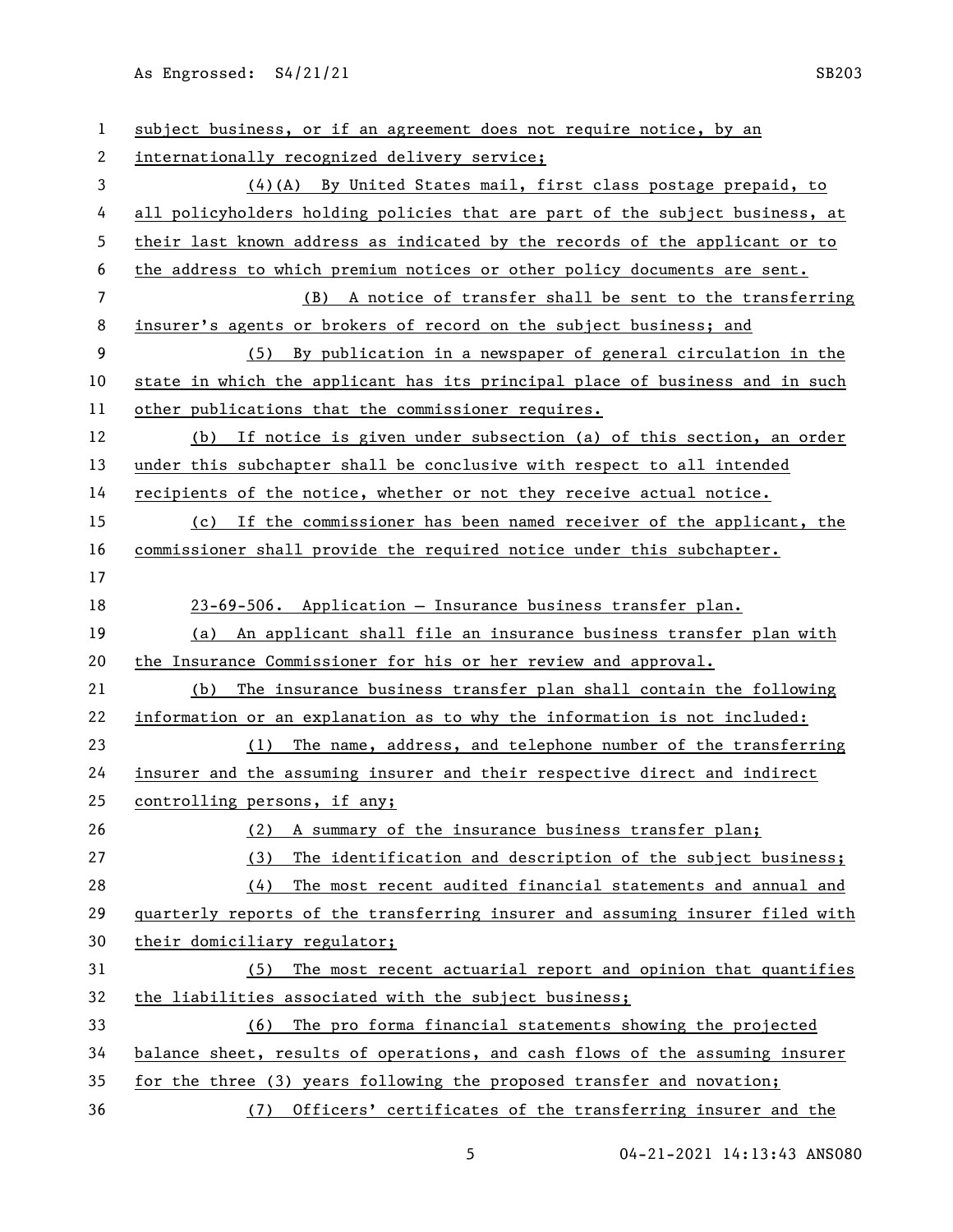subject business, or if an agreement does not require notice, by an internationally recognized delivery service;

(4)(A) By United States mail, first class postage prepaid, to all policyholders holding policies that are part of the subject business, at their last known address as indicated by the records of the applicant or to the address to which premium notices or other policy documents are sent.

(B) A notice of transfer shall be sent to the transferring insurer's agents or brokers of record on the subject business; and

(5) By publication in a newspaper of general circulation in the state in which the applicant has its principal place of business and in such other publications that the commissioner requires.

(b) If notice is given under subsection (a) of this section, an order under this subchapter shall be conclusive with respect to all intended recipients of the notice, whether or not they receive actual notice.

(c) If the commissioner has been named receiver of the applicant, the commissioner shall provide the required notice under this subchapter.

23-69-506. Application — Insurance business transfer plan.

(a) An applicant shall file an insurance business transfer plan with the Insurance Commissioner for his or her review and approval.

(b) The insurance business transfer plan shall contain the following information or an explanation as to why the information is not included:

(1) The name, address, and telephone number of the transferring insurer and the assuming insurer and their respective direct and indirect controlling persons, if any;

(2) A summary of the insurance business transfer plan;

(3) The identification and description of the subject business;

(4) The most recent audited financial statements and annual and quarterly reports of the transferring insurer and assuming insurer filed with their domiciliary regulator;

(5) The most recent actuarial report and opinion that quantifies the liabilities associated with the subject business;

(6) The pro forma financial statements showing the projected balance sheet, results of operations, and cash flows of the assuming insurer for the three (3) years following the proposed transfer and novation;

(7) Officers' certificates of the transferring insurer and the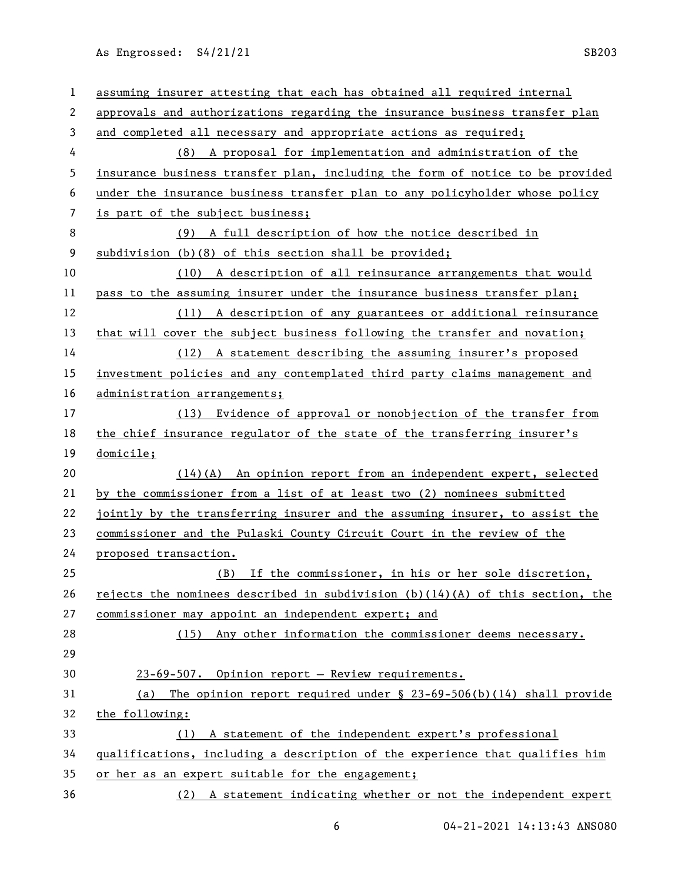assuming insurer attesting that each has obtained all required internal approvals and authorizations regarding the insurance business transfer plan and completed all necessary and appropriate actions as required;

(8) A proposal for implementation and administration of the insurance business transfer plan, including the form of notice to be provided under the insurance business transfer plan to any policyholder whose policy is part of the subject business;

(9) A full description of how the notice described in subdivision (b)(8) of this section shall be provided;

(10) A description of all reinsurance arrangements that would pass to the assuming insurer under the insurance business transfer plan;

(11) A description of any guarantees or additional reinsurance that will cover the subject business following the transfer and novation;

(12) A statement describing the assuming insurer's proposed investment policies and any contemplated third party claims management and administration arrangements;

(13) Evidence of approval or nonobjection of the transfer from the chief insurance regulator of the state of the transferring insurer's domicile;

(14)(A) An opinion report from an independent expert, selected by the commissioner from a list of at least two (2) nominees submitted jointly by the transferring insurer and the assuming insurer, to assist the commissioner and the Pulaski County Circuit Court in the review of the proposed transaction.

(B) If the commissioner, in his or her sole discretion, rejects the nominees described in subdivision (b)(14)(A) of this section, the commissioner may appoint an independent expert; and

(15) Any other information the commissioner deems necessary.

23-69-507. Opinion report — Review requirements.

(a) The opinion report required under § 23-69-506(b)(14) shall provide the following:

(1) A statement of the independent expert's professional qualifications, including a description of the experience that qualifies him or her as an expert suitable for the engagement;

(2) A statement indicating whether or not the independent expert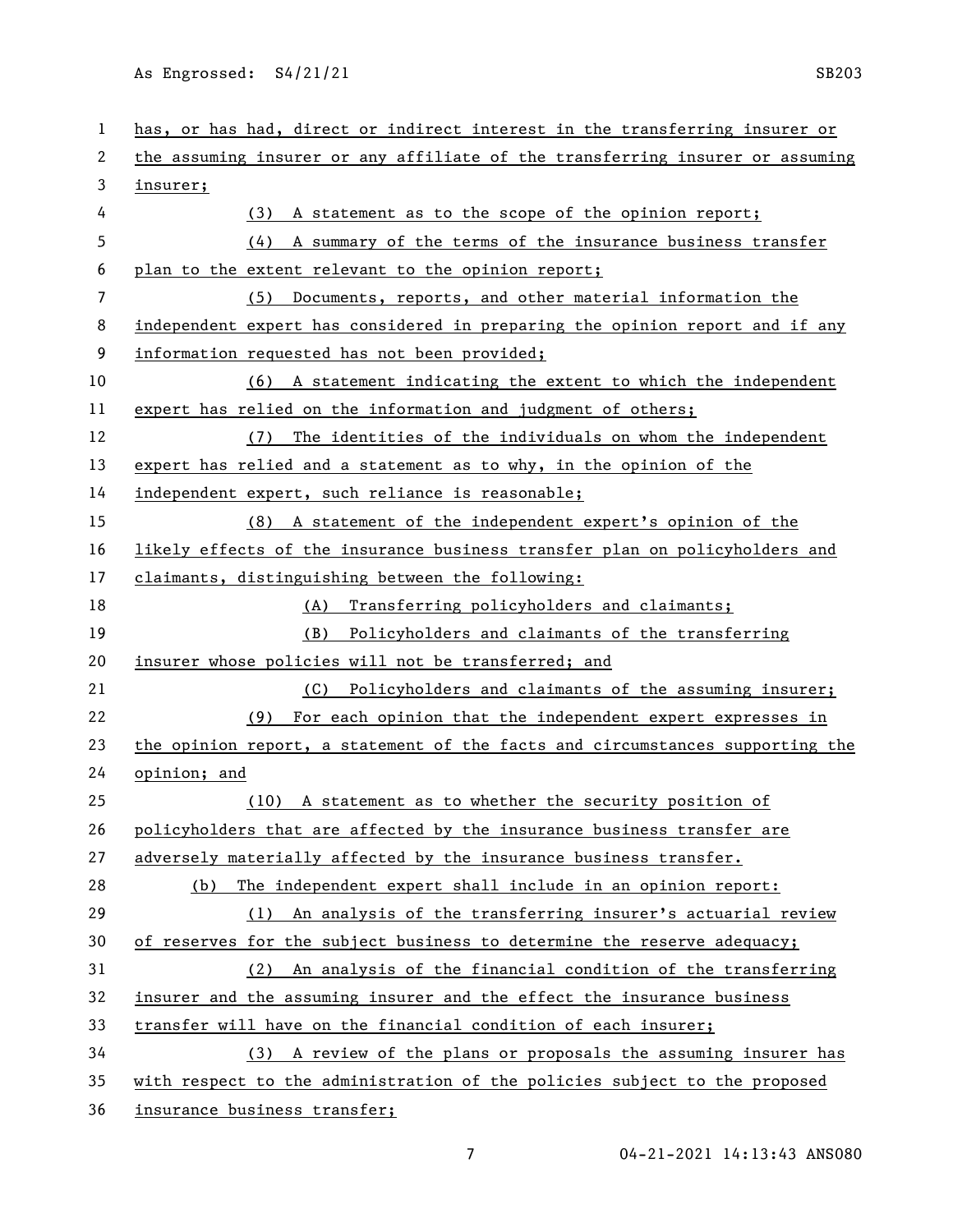has, or has had, direct or indirect interest in the transferring insurer or the assuming insurer or any affiliate of the transferring insurer or assuming insurer;

(3) A statement as to the scope of the opinion report;

(4) A summary of the terms of the insurance business transfer plan to the extent relevant to the opinion report;

(5) Documents, reports, and other material information the independent expert has considered in preparing the opinion report and if any information requested has not been provided;

(6) A statement indicating the extent to which the independent expert has relied on the information and judgment of others;

(7) The identities of the individuals on whom the independent expert has relied and a statement as to why, in the opinion of the independent expert, such reliance is reasonable;

(8) A statement of the independent expert's opinion of the likely effects of the insurance business transfer plan on policyholders and claimants, distinguishing between the following:

(A) Transferring policyholders and claimants;

(B) Policyholders and claimants of the transferring insurer whose policies will not be transferred; and

(C) Policyholders and claimants of the assuming insurer;

(9) For each opinion that the independent expert expresses in the opinion report, a statement of the facts and circumstances supporting the opinion; and

(10) A statement as to whether the security position of policyholders that are affected by the insurance business transfer are adversely materially affected by the insurance business transfer.

(b) The independent expert shall include in an opinion report:

(1) An analysis of the transferring insurer's actuarial review of reserves for the subject business to determine the reserve adequacy;

(2) An analysis of the financial condition of the transferring insurer and the assuming insurer and the effect the insurance business transfer will have on the financial condition of each insurer;

(3) A review of the plans or proposals the assuming insurer has with respect to the administration of the policies subject to the proposed insurance business transfer;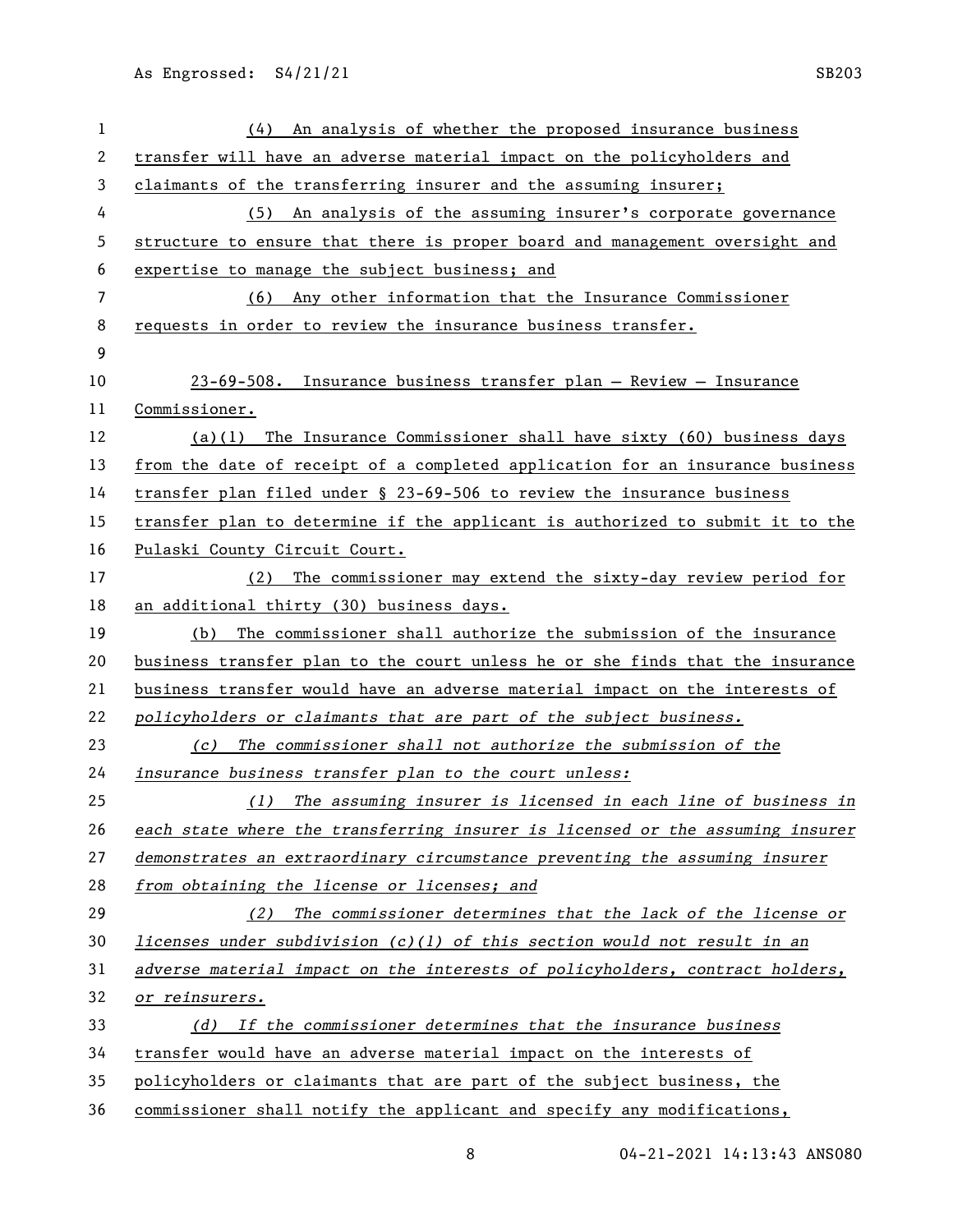(4) An analysis of whether the proposed insurance business transfer will have an adverse material impact on the policyholders and claimants of the transferring insurer and the assuming insurer;

(5) An analysis of the assuming insurer's corporate governance structure to ensure that there is proper board and management oversight and expertise to manage the subject business; and

(6) Any other information that the Insurance Commissioner requests in order to review the insurance business transfer.

23-69-508. Insurance business transfer plan — Review — Insurance Commissioner.

(a)(1) The Insurance Commissioner shall have sixty (60) business days from the date of receipt of a completed application for an insurance business transfer plan filed under § 23-69-506 to review the insurance business transfer plan to determine if the applicant is authorized to submit it to the Pulaski County Circuit Court.

(2) The commissioner may extend the sixty-day review period for an additional thirty (30) business days.

(b) The commissioner shall authorize the submission of the insurance business transfer plan to the court unless he or she finds that the insurance business transfer would have an adverse material impact on the interests of *policyholders or claimants that are part of the subject business.*

*(c) The commissioner shall not authorize the submission of the insurance business transfer plan to the court unless:*

*(1) The assuming insurer is licensed in each line of business in each state where the transferring insurer is licensed or the assuming insurer demonstrates an extraordinary circumstance preventing the assuming insurer from obtaining the license or licenses; and*

*(2) The commissioner determines that the lack of the license or licenses under subdivision (c)(1) of this section would not result in an adverse material impact on the interests of policyholders, contract holders, or reinsurers.*

*(d)* If the commissioner determines that the insurance business transfer would have an adverse material impact on the interests of policyholders or claimants that are part of the subject business, the commissioner shall notify the applicant and specify any modifications,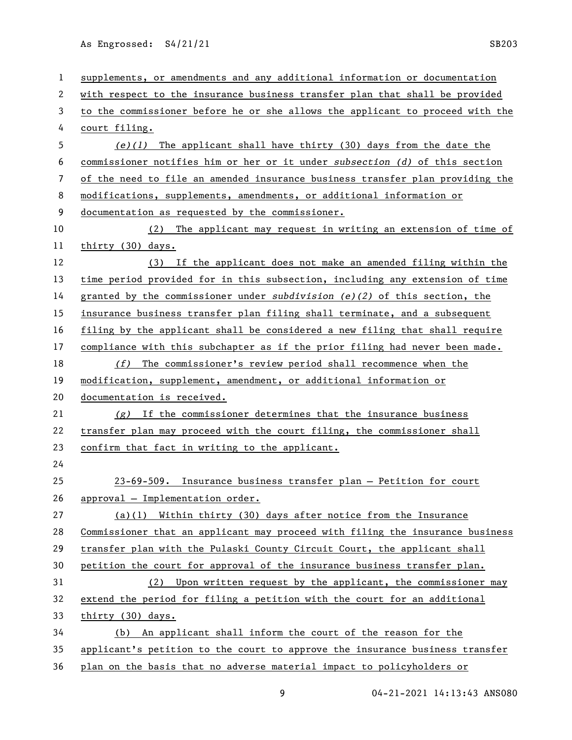supplements, or amendments and any additional information or documentation with respect to the insurance business transfer plan that shall be provided to the commissioner before he or she allows the applicant to proceed with the court filing.

*(e)(1)* The applicant shall have thirty (30) days from the date the commissioner notifies him or her or it under *subsection (d)* of this section of the need to file an amended insurance business transfer plan providing the modifications, supplements, amendments, or additional information or documentation as requested by the commissioner.

(2) The applicant may request in writing an extension of time of thirty (30) days.

(3) If the applicant does not make an amended filing within the time period provided for in this subsection, including any extension of time granted by the commissioner under *subdivision (e)(2)* of this section, the insurance business transfer plan filing shall terminate, and a subsequent filing by the applicant shall be considered a new filing that shall require compliance with this subchapter as if the prior filing had never been made.

*(f)* The commissioner's review period shall recommence when the modification, supplement, amendment, or additional information or documentation is received.

*(g)* If the commissioner determines that the insurance business transfer plan may proceed with the court filing, the commissioner shall confirm that fact in writing to the applicant.

23-69-509. Insurance business transfer plan — Petition for court approval — Implementation order.

(a)(1) Within thirty (30) days after notice from the Insurance Commissioner that an applicant may proceed with filing the insurance business transfer plan with the Pulaski County Circuit Court, the applicant shall petition the court for approval of the insurance business transfer plan.

(2) Upon written request by the applicant, the commissioner may extend the period for filing a petition with the court for an additional thirty (30) days.

(b) An applicant shall inform the court of the reason for the applicant's petition to the court to approve the insurance business transfer plan on the basis that no adverse material impact to policyholders or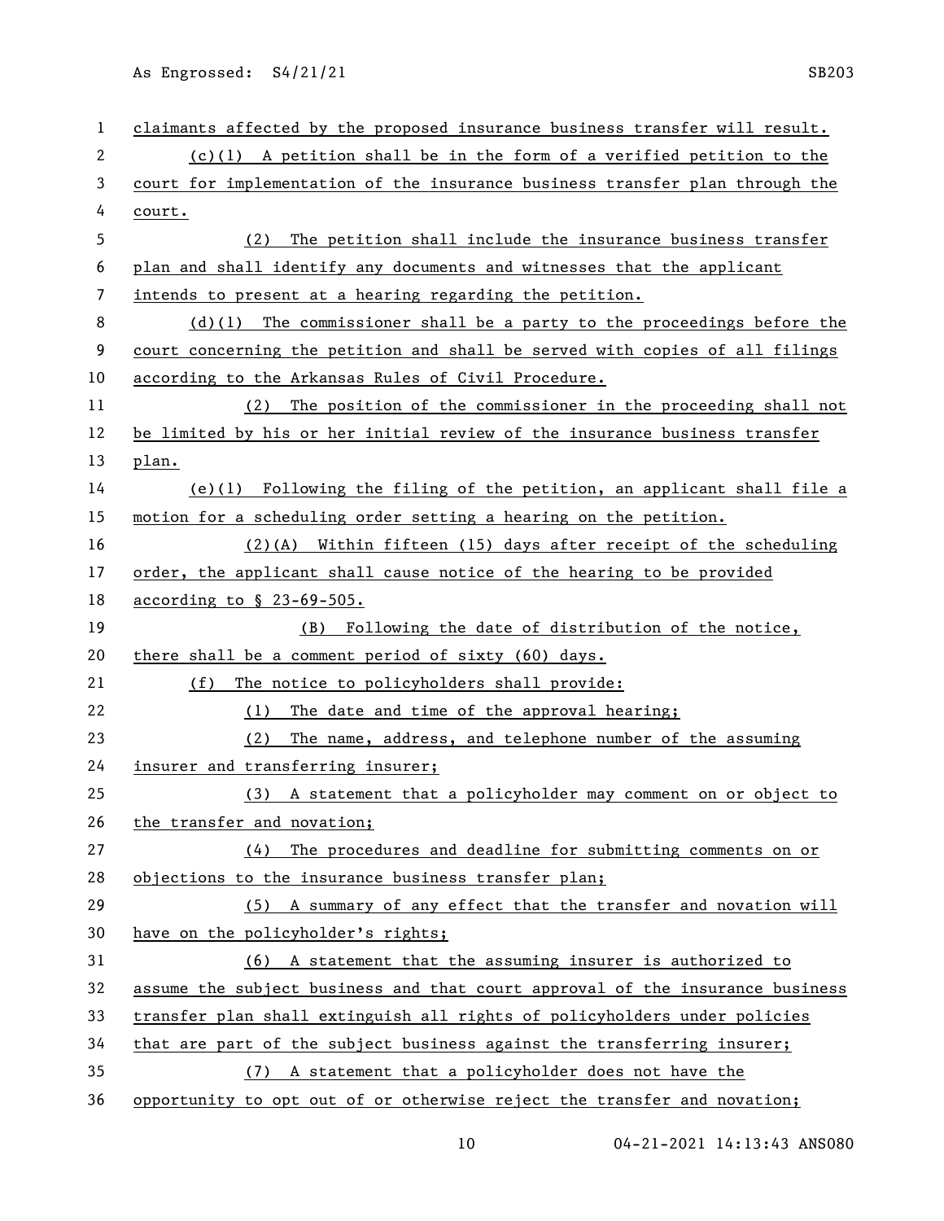claimants affected by the proposed insurance business transfer will result.

(c)(1) A petition shall be in the form of a verified petition to the court for implementation of the insurance business transfer plan through the court.

(2) The petition shall include the insurance business transfer plan and shall identify any documents and witnesses that the applicant intends to present at a hearing regarding the petition.

(d)(1) The commissioner shall be a party to the proceedings before the court concerning the petition and shall be served with copies of all filings according to the Arkansas Rules of Civil Procedure.

(2) The position of the commissioner in the proceeding shall not be limited by his or her initial review of the insurance business transfer plan.

(e)(1) Following the filing of the petition, an applicant shall file a motion for a scheduling order setting a hearing on the petition.

(2)(A) Within fifteen (15) days after receipt of the scheduling order, the applicant shall cause notice of the hearing to be provided according to § 23-69-505.

(B) Following the date of distribution of the notice, there shall be a comment period of sixty (60) days.

(f) The notice to policyholders shall provide:

(1) The date and time of the approval hearing;

(2) The name, address, and telephone number of the assuming insurer and transferring insurer;

(3) A statement that a policyholder may comment on or object to the transfer and novation;

(4) The procedures and deadline for submitting comments on or objections to the insurance business transfer plan;

(5) A summary of any effect that the transfer and novation will have on the policyholder's rights;

(6) A statement that the assuming insurer is authorized to assume the subject business and that court approval of the insurance business transfer plan shall extinguish all rights of policyholders under policies that are part of the subject business against the transferring insurer;

(7) A statement that a policyholder does not have the opportunity to opt out of or otherwise reject the transfer and novation;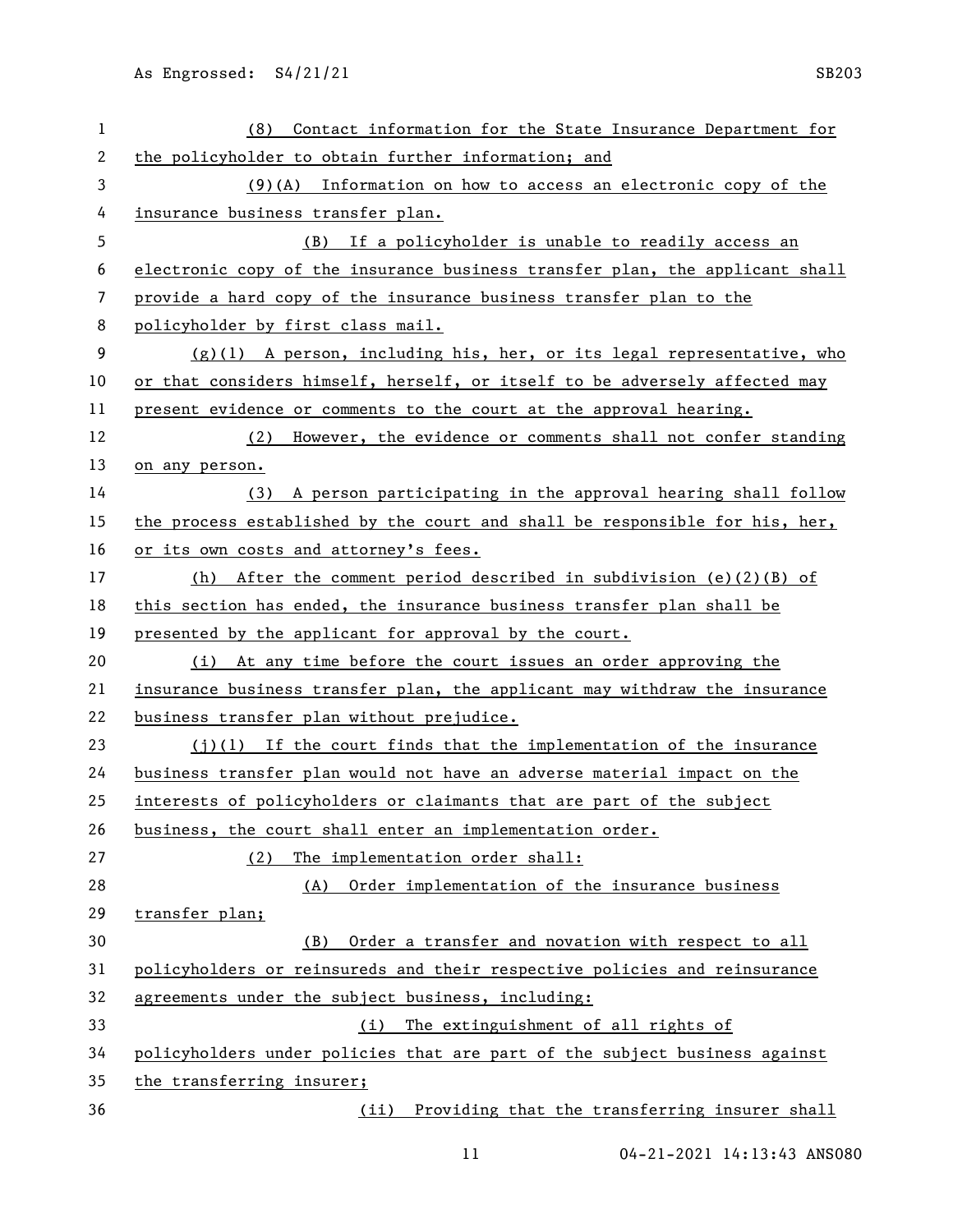(8) Contact information for the State Insurance Department for the policyholder to obtain further information; and

(9)(A) Information on how to access an electronic copy of the insurance business transfer plan.

(B) If a policyholder is unable to readily access an electronic copy of the insurance business transfer plan, the applicant shall provide a hard copy of the insurance business transfer plan to the policyholder by first class mail.

(g)(1) A person, including his, her, or its legal representative, who or that considers himself, herself, or itself to be adversely affected may present evidence or comments to the court at the approval hearing.

(2) However, the evidence or comments shall not confer standing on any person.

(3) A person participating in the approval hearing shall follow the process established by the court and shall be responsible for his, her, or its own costs and attorney's fees.

(h) After the comment period described in subdivision (e)(2)(B) of this section has ended, the insurance business transfer plan shall be presented by the applicant for approval by the court.

(i) At any time before the court issues an order approving the insurance business transfer plan, the applicant may withdraw the insurance business transfer plan without prejudice.

(j)(1) If the court finds that the implementation of the insurance business transfer plan would not have an adverse material impact on the interests of policyholders or claimants that are part of the subject business, the court shall enter an implementation order.

(2) The implementation order shall:

(A) Order implementation of the insurance business transfer plan;

(B) Order a transfer and novation with respect to all policyholders or reinsureds and their respective policies and reinsurance agreements under the subject business, including:

(i) The extinguishment of all rights of policyholders under policies that are part of the subject business against the transferring insurer;

(ii) Providing that the transferring insurer shall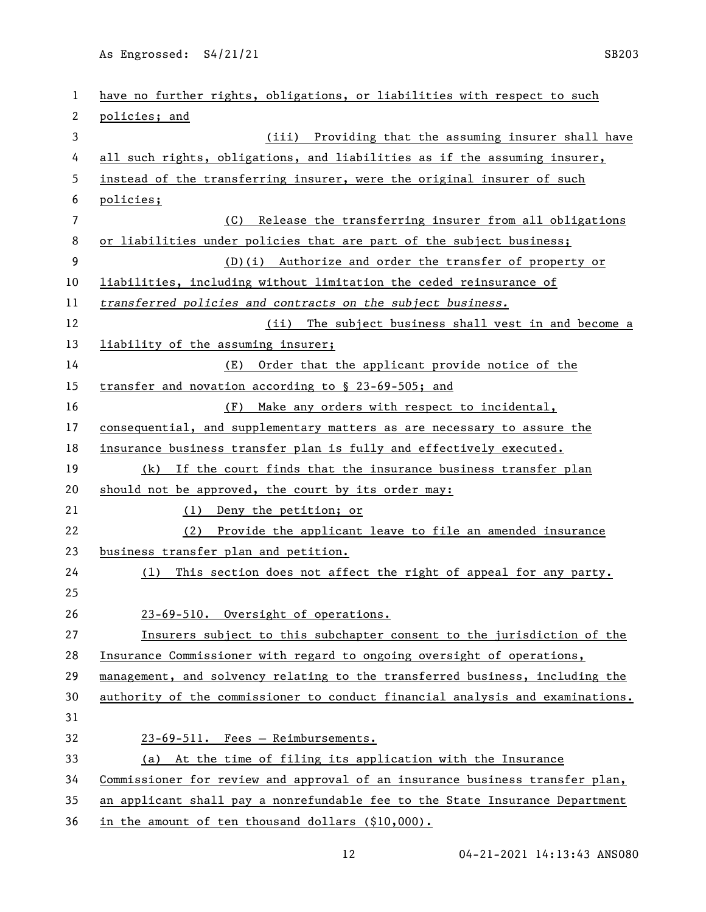have no further rights, obligations, or liabilities with respect to such policies; and

(iii) Providing that the assuming insurer shall have all such rights, obligations, and liabilities as if the assuming insurer, instead of the transferring insurer, were the original insurer of such policies;

(C) Release the transferring insurer from all obligations or liabilities under policies that are part of the subject business;

(D)(i) Authorize and order the transfer of property or liabilities, including without limitation the ceded reinsurance of *transferred policies and contracts on the subject business.*

(ii) The subject business shall vest in and become a liability of the assuming insurer;

(E) Order that the applicant provide notice of the transfer and novation according to § 23-69-505; and

(F) Make any orders with respect to incidental, consequential, and supplementary matters as are necessary to assure the insurance business transfer plan is fully and effectively executed.

(k) If the court finds that the insurance business transfer plan should not be approved, the court by its order may:

(1) Deny the petition; or

(2) Provide the applicant leave to file an amended insurance business transfer plan and petition.

(l) This section does not affect the right of appeal for any party.

23-69-510. Oversight of operations.

Insurers subject to this subchapter consent to the jurisdiction of the Insurance Commissioner with regard to ongoing oversight of operations, management, and solvency relating to the transferred business, including the authority of the commissioner to conduct financial analysis and examinations.

23-69-511. Fees — Reimbursements.

(a) At the time of filing its application with the Insurance Commissioner for review and approval of an insurance business transfer plan, an applicant shall pay a nonrefundable fee to the State Insurance Department in the amount of ten thousand dollars ($10,000).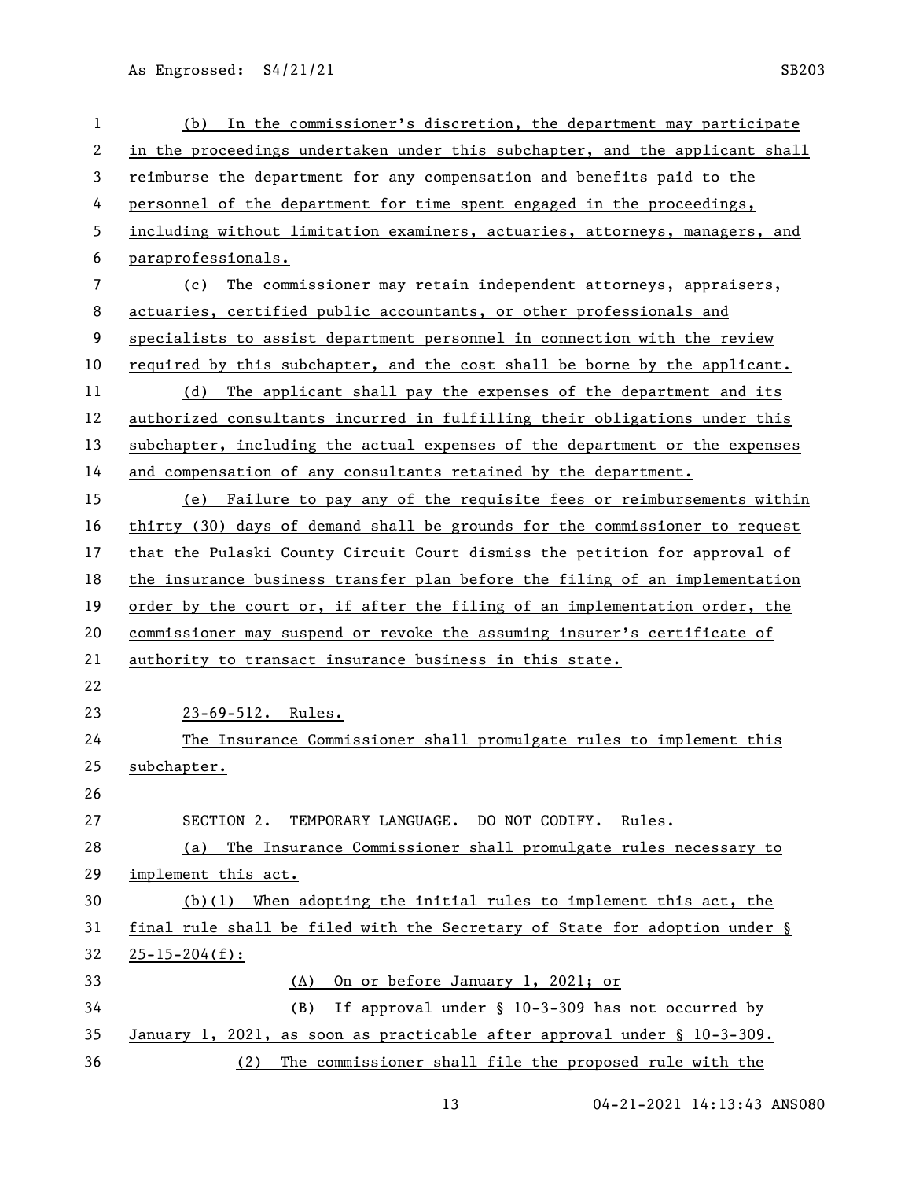(b) In the commissioner's discretion, the department may participate in the proceedings undertaken under this subchapter, and the applicant shall reimburse the department for any compensation and benefits paid to the personnel of the department for time spent engaged in the proceedings, including without limitation examiners, actuaries, attorneys, managers, and paraprofessionals.

(c) The commissioner may retain independent attorneys, appraisers, actuaries, certified public accountants, or other professionals and specialists to assist department personnel in connection with the review required by this subchapter, and the cost shall be borne by the applicant.

(d) The applicant shall pay the expenses of the department and its authorized consultants incurred in fulfilling their obligations under this subchapter, including the actual expenses of the department or the expenses and compensation of any consultants retained by the department.

(e) Failure to pay any of the requisite fees or reimbursements within thirty (30) days of demand shall be grounds for the commissioner to request that the Pulaski County Circuit Court dismiss the petition for approval of the insurance business transfer plan before the filing of an implementation order by the court or, if after the filing of an implementation order, the commissioner may suspend or revoke the assuming insurer's certificate of authority to transact insurance business in this state.

23-69-512. Rules.

The Insurance Commissioner shall promulgate rules to implement this subchapter.

SECTION 2. TEMPORARY LANGUAGE. DO NOT CODIFY. Rules.

(a) The Insurance Commissioner shall promulgate rules necessary to implement this act.

(b)(1) When adopting the initial rules to implement this act, the final rule shall be filed with the Secretary of State for adoption under § 25-15-204(f):

(A) On or before January 1, 2021; or

(B) If approval under § 10-3-309 has not occurred by January 1, 2021, as soon as practicable after approval under § 10-3-309.

(2) The commissioner shall file the proposed rule with the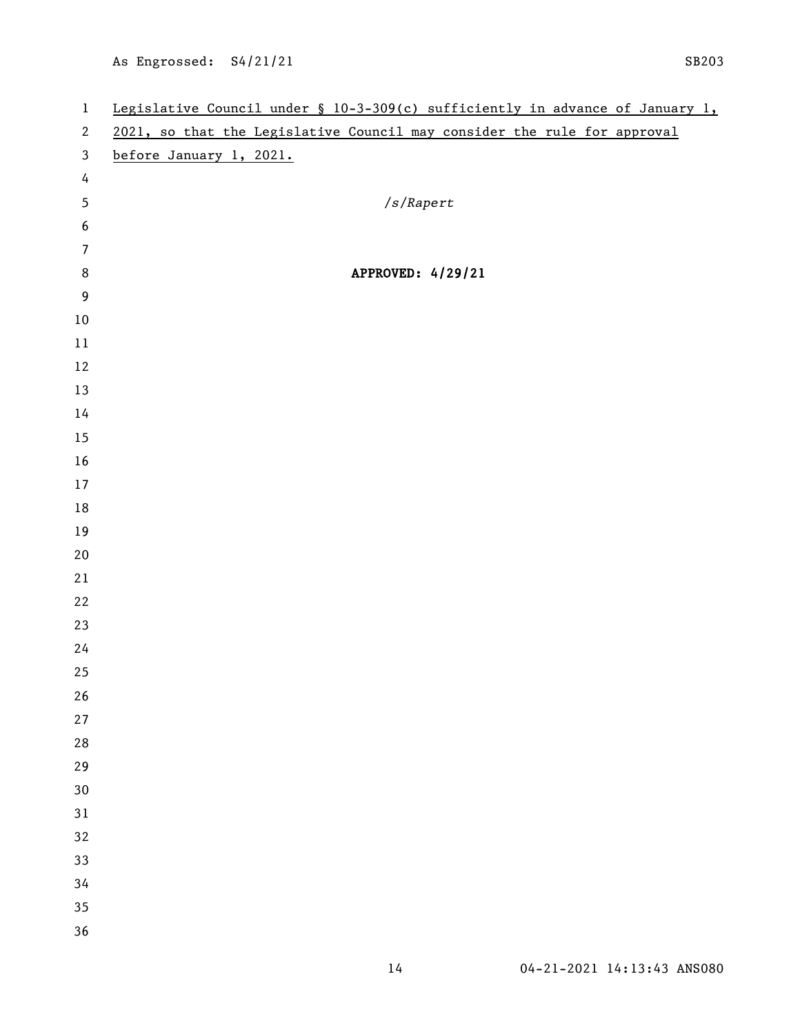Legislative Council under § 10-3-309(c) sufficiently in advance of January 1, 2021, so that the Legislative Council may consider the rule for approval before January 1, 2021.

*/s/Rapert*

**APPROVED: 4/29/21**